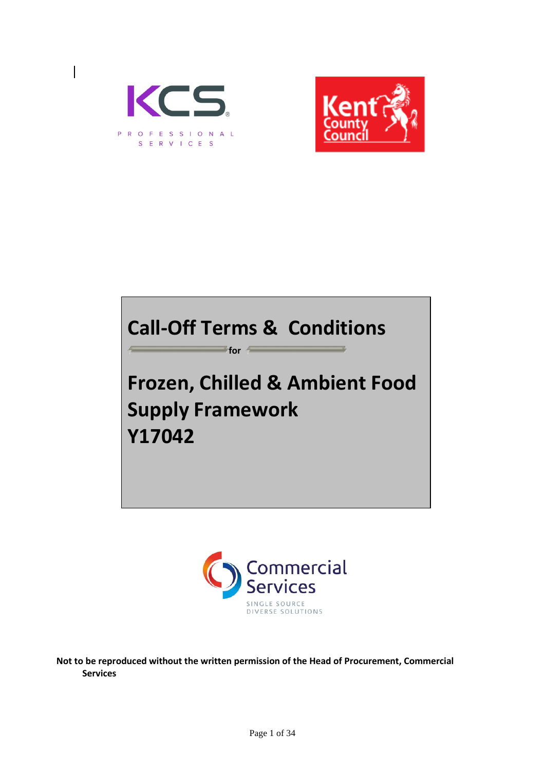# Call-Off Terms & Conditions

for

# Frozen, Chilled & Ambient Food Supply Framework
# Y17042

**Not to be reproduced without the written permission of the Head of Procurement, Commercial Services**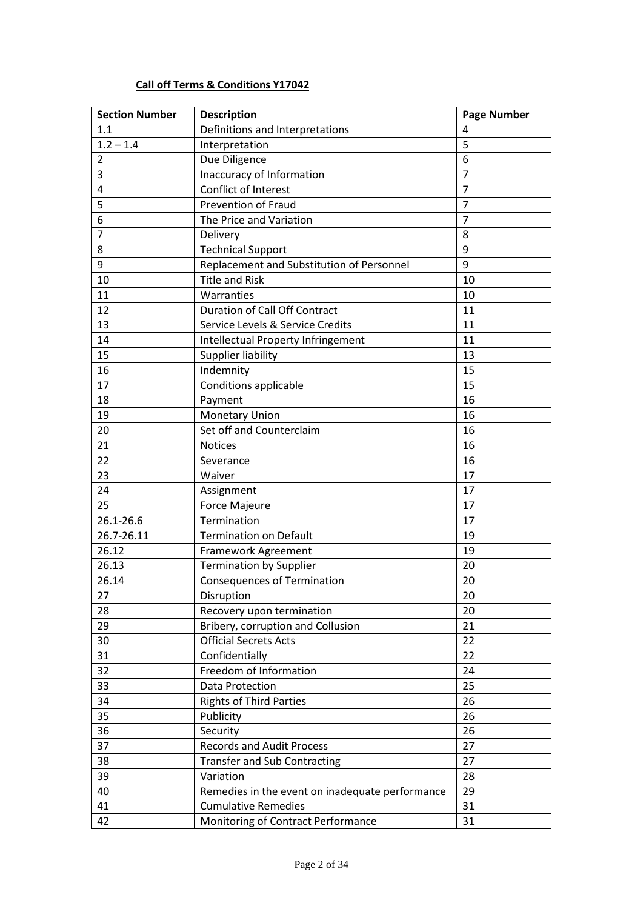**Call off Terms & Conditions Y17042**

| Section Number | Description | Page Number |
|---|---|---|
| 1.1 | Definitions and Interpretations | 4 |
| 1.2 – 1.4 | Interpretation | 5 |
| 2 | Due Diligence | 6 |
| 3 | Inaccuracy of Information | 7 |
| 4 | Conflict of Interest | 7 |
| 5 | Prevention of Fraud | 7 |
| 6 | The Price and Variation | 7 |
| 7 | Delivery | 8 |
| 8 | Technical Support | 9 |
| 9 | Replacement and Substitution of Personnel | 9 |
| 10 | Title and Risk | 10 |
| 11 | Warranties | 10 |
| 12 | Duration of Call Off Contract | 11 |
| 13 | Service Levels & Service Credits | 11 |
| 14 | Intellectual Property Infringement | 11 |
| 15 | Supplier liability | 13 |
| 16 | Indemnity | 15 |
| 17 | Conditions applicable | 15 |
| 18 | Payment | 16 |
| 19 | Monetary Union | 16 |
| 20 | Set off and Counterclaim | 16 |
| 21 | Notices | 16 |
| 22 | Severance | 16 |
| 23 | Waiver | 17 |
| 24 | Assignment | 17 |
| 25 | Force Majeure | 17 |
| 26.1-26.6 | Termination | 17 |
| 26.7-26.11 | Termination on Default | 19 |
| 26.12 | Framework Agreement | 19 |
| 26.13 | Termination by Supplier | 20 |
| 26.14 | Consequences of Termination | 20 |
| 27 | Disruption | 20 |
| 28 | Recovery upon termination | 20 |
| 29 | Bribery, corruption and Collusion | 21 |
| 30 | Official Secrets Acts | 22 |
| 31 | Confidentially | 22 |
| 32 | Freedom of Information | 24 |
| 33 | Data Protection | 25 |
| 34 | Rights of Third Parties | 26 |
| 35 | Publicity | 26 |
| 36 | Security | 26 |
| 37 | Records and Audit Process | 27 |
| 38 | Transfer and Sub Contracting | 27 |
| 39 | Variation | 28 |
| 40 | Remedies in the event on inadequate performance | 29 |
| 41 | Cumulative Remedies | 31 |
| 42 | Monitoring of Contract Performance | 31 |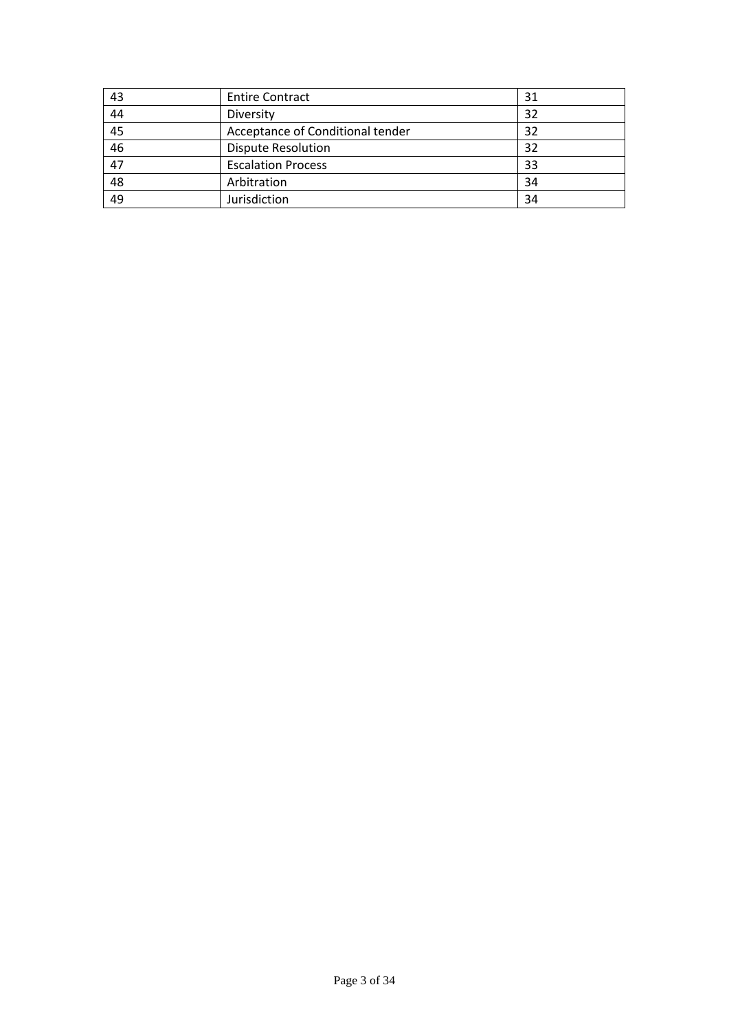| 43 | Entire Contract | 31 |
|---|---|---|
| 44 | Diversity | 32 |
| 45 | Acceptance of Conditional tender | 32 |
| 46 | Dispute Resolution | 32 |
| 47 | Escalation Process | 33 |
| 48 | Arbitration | 34 |
| 49 | Jurisdiction | 34 |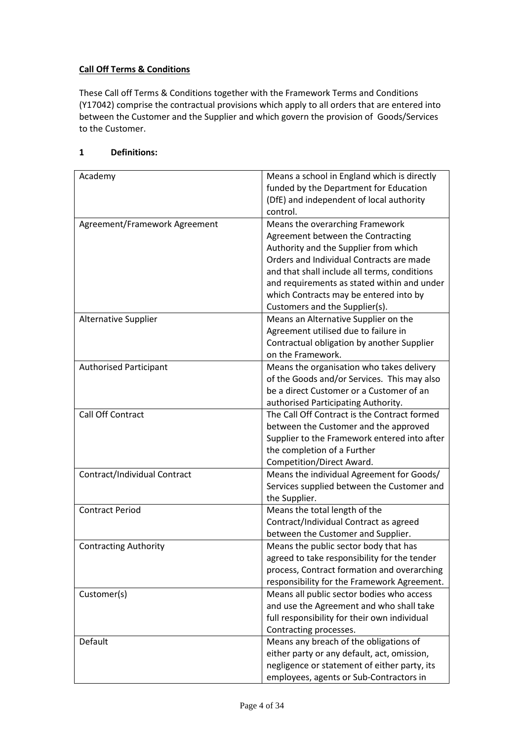**Call Off Terms & Conditions**

These Call off Terms & Conditions together with the Framework Terms and Conditions (Y17042) comprise the contractual provisions which apply to all orders that are entered into between the Customer and the Supplier and which govern the provision of Goods/Services to the Customer.

## 1 Definitions:

| | |
|---|---|
| Academy | Means a school in England which is directly funded by the Department for Education (DfE) and independent of local authority control. |
| Agreement/Framework Agreement | Means the overarching Framework Agreement between the Contracting Authority and the Supplier from which Orders and Individual Contracts are made and that shall include all terms, conditions and requirements as stated within and under which Contracts may be entered into by Customers and the Supplier(s). |
| Alternative Supplier | Means an Alternative Supplier on the Agreement utilised due to failure in Contractual obligation by another Supplier on the Framework. |
| Authorised Participant | Means the organisation who takes delivery of the Goods and/or Services. This may also be a direct Customer or a Customer of an authorised Participating Authority. |
| Call Off Contract | The Call Off Contract is the Contract formed between the Customer and the approved Supplier to the Framework entered into after the completion of a Further Competition/Direct Award. |
| Contract/Individual Contract | Means the individual Agreement for Goods/ Services supplied between the Customer and the Supplier. |
| Contract Period | Means the total length of the Contract/Individual Contract as agreed between the Customer and Supplier. |
| Contracting Authority | Means the public sector body that has agreed to take responsibility for the tender process, Contract formation and overarching responsibility for the Framework Agreement. |
| Customer(s) | Means all public sector bodies who access and use the Agreement and who shall take full responsibility for their own individual Contracting processes. |
| Default | Means any breach of the obligations of either party or any default, act, omission, negligence or statement of either party, its employees, agents or Sub-Contractors in |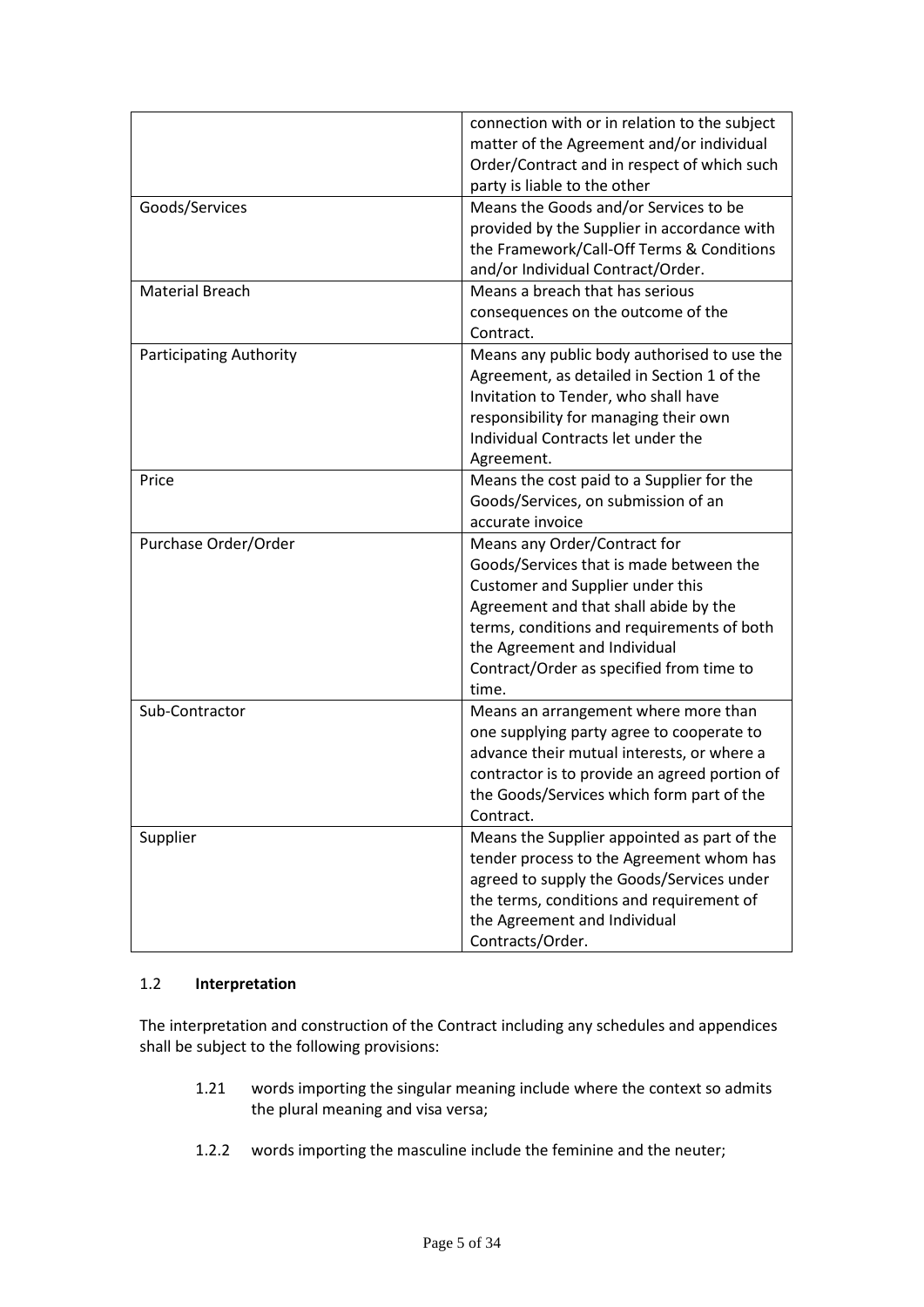| | |
|---|---|
| | connection with or in relation to the subject matter of the Agreement and/or individual Order/Contract and in respect of which such party is liable to the other |
| Goods/Services | Means the Goods and/or Services to be provided by the Supplier in accordance with the Framework/Call-Off Terms & Conditions and/or Individual Contract/Order. |
| Material Breach | Means a breach that has serious consequences on the outcome of the Contract. |
| Participating Authority | Means any public body authorised to use the Agreement, as detailed in Section 1 of the Invitation to Tender, who shall have responsibility for managing their own Individual Contracts let under the Agreement. |
| Price | Means the cost paid to a Supplier for the Goods/Services, on submission of an accurate invoice |
| Purchase Order/Order | Means any Order/Contract for Goods/Services that is made between the Customer and Supplier under this Agreement and that shall abide by the terms, conditions and requirements of both the Agreement and Individual Contract/Order as specified from time to time. |
| Sub-Contractor | Means an arrangement where more than one supplying party agree to cooperate to advance their mutual interests, or where a contractor is to provide an agreed portion of the Goods/Services which form part of the Contract. |
| Supplier | Means the Supplier appointed as part of the tender process to the Agreement whom has agreed to supply the Goods/Services under the terms, conditions and requirement of the Agreement and Individual Contracts/Order. |

### 1.2 **Interpretation**

The interpretation and construction of the Contract including any schedules and appendices shall be subject to the following provisions:

1.21 words importing the singular meaning include where the context so admits the plural meaning and visa versa;

1.2.2 words importing the masculine include the feminine and the neuter;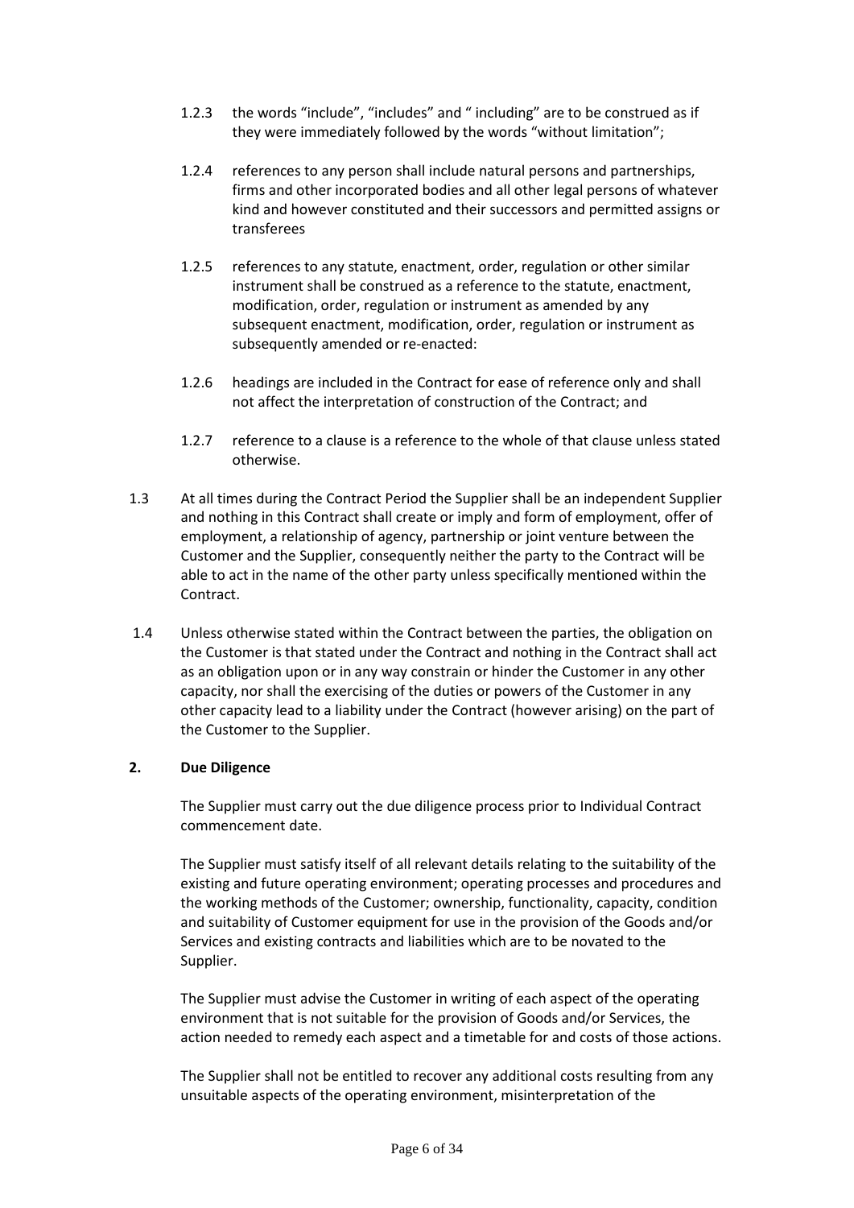1.2.3 the words "include", "includes" and " including" are to be construed as if they were immediately followed by the words "without limitation";

1.2.4 references to any person shall include natural persons and partnerships, firms and other incorporated bodies and all other legal persons of whatever kind and however constituted and their successors and permitted assigns or transferees

1.2.5 references to any statute, enactment, order, regulation or other similar instrument shall be construed as a reference to the statute, enactment, modification, order, regulation or instrument as amended by any subsequent enactment, modification, order, regulation or instrument as subsequently amended or re-enacted:

1.2.6 headings are included in the Contract for ease of reference only and shall not affect the interpretation of construction of the Contract; and

1.2.7 reference to a clause is a reference to the whole of that clause unless stated otherwise.

1.3 At all times during the Contract Period the Supplier shall be an independent Supplier and nothing in this Contract shall create or imply and form of employment, offer of employment, a relationship of agency, partnership or joint venture between the Customer and the Supplier, consequently neither the party to the Contract will be able to act in the name of the other party unless specifically mentioned within the Contract.

1.4 Unless otherwise stated within the Contract between the parties, the obligation on the Customer is that stated under the Contract and nothing in the Contract shall act as an obligation upon or in any way constrain or hinder the Customer in any other capacity, nor shall the exercising of the duties or powers of the Customer in any other capacity lead to a liability under the Contract (however arising) on the part of the Customer to the Supplier.

**2. Due Diligence**

The Supplier must carry out the due diligence process prior to Individual Contract commencement date.

The Supplier must satisfy itself of all relevant details relating to the suitability of the existing and future operating environment; operating processes and procedures and the working methods of the Customer; ownership, functionality, capacity, condition and suitability of Customer equipment for use in the provision of the Goods and/or Services and existing contracts and liabilities which are to be novated to the Supplier.

The Supplier must advise the Customer in writing of each aspect of the operating environment that is not suitable for the provision of Goods and/or Services, the action needed to remedy each aspect and a timetable for and costs of those actions.

The Supplier shall not be entitled to recover any additional costs resulting from any unsuitable aspects of the operating environment, misinterpretation of the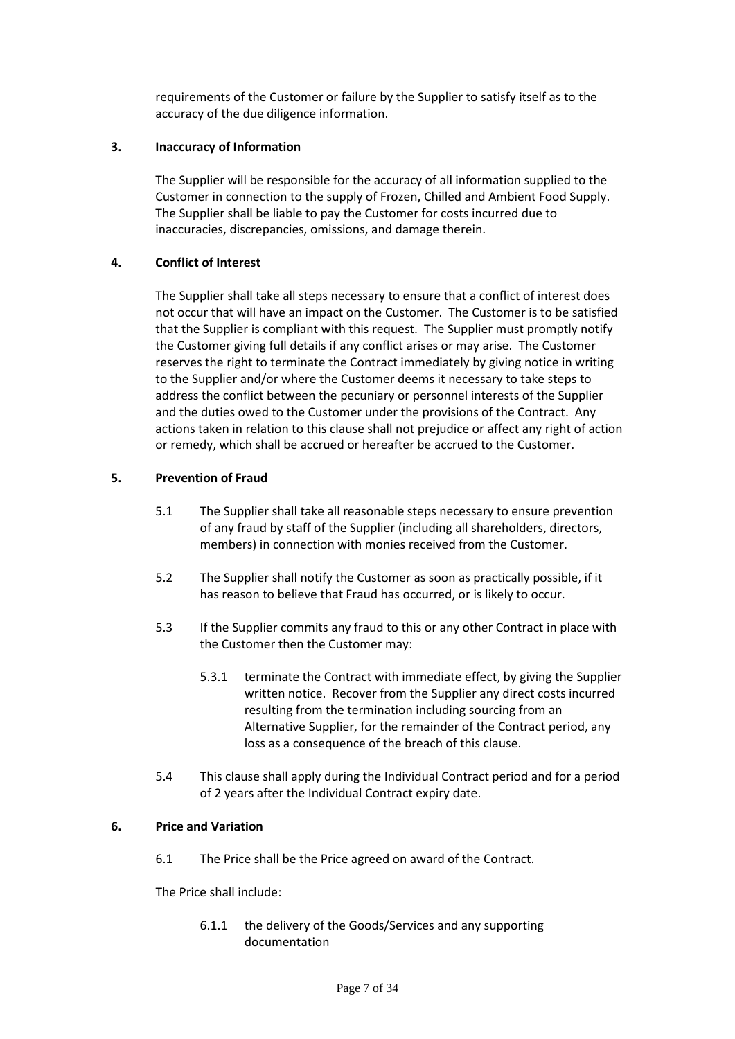requirements of the Customer or failure by the Supplier to satisfy itself as to the accuracy of the due diligence information.

## 3. Inaccuracy of Information

The Supplier will be responsible for the accuracy of all information supplied to the Customer in connection to the supply of Frozen, Chilled and Ambient Food Supply. The Supplier shall be liable to pay the Customer for costs incurred due to inaccuracies, discrepancies, omissions, and damage therein.

## 4. Conflict of Interest

The Supplier shall take all steps necessary to ensure that a conflict of interest does not occur that will have an impact on the Customer. The Customer is to be satisfied that the Supplier is compliant with this request. The Supplier must promptly notify the Customer giving full details if any conflict arises or may arise. The Customer reserves the right to terminate the Contract immediately by giving notice in writing to the Supplier and/or where the Customer deems it necessary to take steps to address the conflict between the pecuniary or personnel interests of the Supplier and the duties owed to the Customer under the provisions of the Contract. Any actions taken in relation to this clause shall not prejudice or affect any right of action or remedy, which shall be accrued or hereafter be accrued to the Customer.

## 5. Prevention of Fraud

5.1 The Supplier shall take all reasonable steps necessary to ensure prevention of any fraud by staff of the Supplier (including all shareholders, directors, members) in connection with monies received from the Customer.

5.2 The Supplier shall notify the Customer as soon as practically possible, if it has reason to believe that Fraud has occurred, or is likely to occur.

5.3 If the Supplier commits any fraud to this or any other Contract in place with the Customer then the Customer may:

5.3.1 terminate the Contract with immediate effect, by giving the Supplier written notice. Recover from the Supplier any direct costs incurred resulting from the termination including sourcing from an Alternative Supplier, for the remainder of the Contract period, any loss as a consequence of the breach of this clause.

5.4 This clause shall apply during the Individual Contract period and for a period of 2 years after the Individual Contract expiry date.

## 6. Price and Variation

6.1 The Price shall be the Price agreed on award of the Contract.

The Price shall include:

6.1.1 the delivery of the Goods/Services and any supporting documentation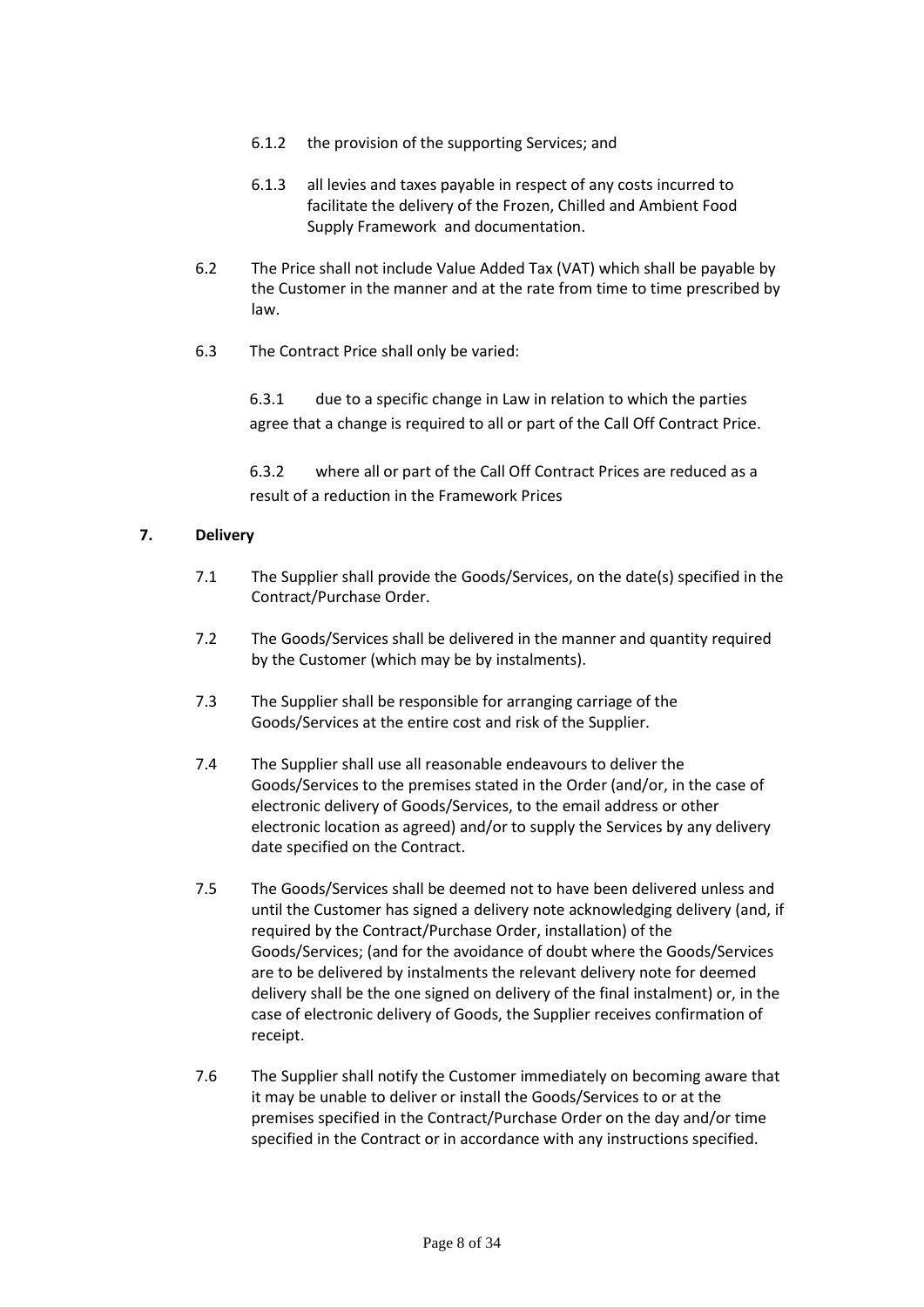6.1.2 the provision of the supporting Services; and

6.1.3 all levies and taxes payable in respect of any costs incurred to facilitate the delivery of the Frozen, Chilled and Ambient Food Supply Framework and documentation.

6.2 The Price shall not include Value Added Tax (VAT) which shall be payable by the Customer in the manner and at the rate from time to time prescribed by law.

6.3 The Contract Price shall only be varied:

6.3.1 due to a specific change in Law in relation to which the parties agree that a change is required to all or part of the Call Off Contract Price.

6.3.2 where all or part of the Call Off Contract Prices are reduced as a result of a reduction in the Framework Prices

**7. Delivery**

7.1 The Supplier shall provide the Goods/Services, on the date(s) specified in the Contract/Purchase Order.

7.2 The Goods/Services shall be delivered in the manner and quantity required by the Customer (which may be by instalments).

7.3 The Supplier shall be responsible for arranging carriage of the Goods/Services at the entire cost and risk of the Supplier.

7.4 The Supplier shall use all reasonable endeavours to deliver the Goods/Services to the premises stated in the Order (and/or, in the case of electronic delivery of Goods/Services, to the email address or other electronic location as agreed) and/or to supply the Services by any delivery date specified on the Contract.

7.5 The Goods/Services shall be deemed not to have been delivered unless and until the Customer has signed a delivery note acknowledging delivery (and, if required by the Contract/Purchase Order, installation) of the Goods/Services; (and for the avoidance of doubt where the Goods/Services are to be delivered by instalments the relevant delivery note for deemed delivery shall be the one signed on delivery of the final instalment) or, in the case of electronic delivery of Goods, the Supplier receives confirmation of receipt.

7.6 The Supplier shall notify the Customer immediately on becoming aware that it may be unable to deliver or install the Goods/Services to or at the premises specified in the Contract/Purchase Order on the day and/or time specified in the Contract or in accordance with any instructions specified.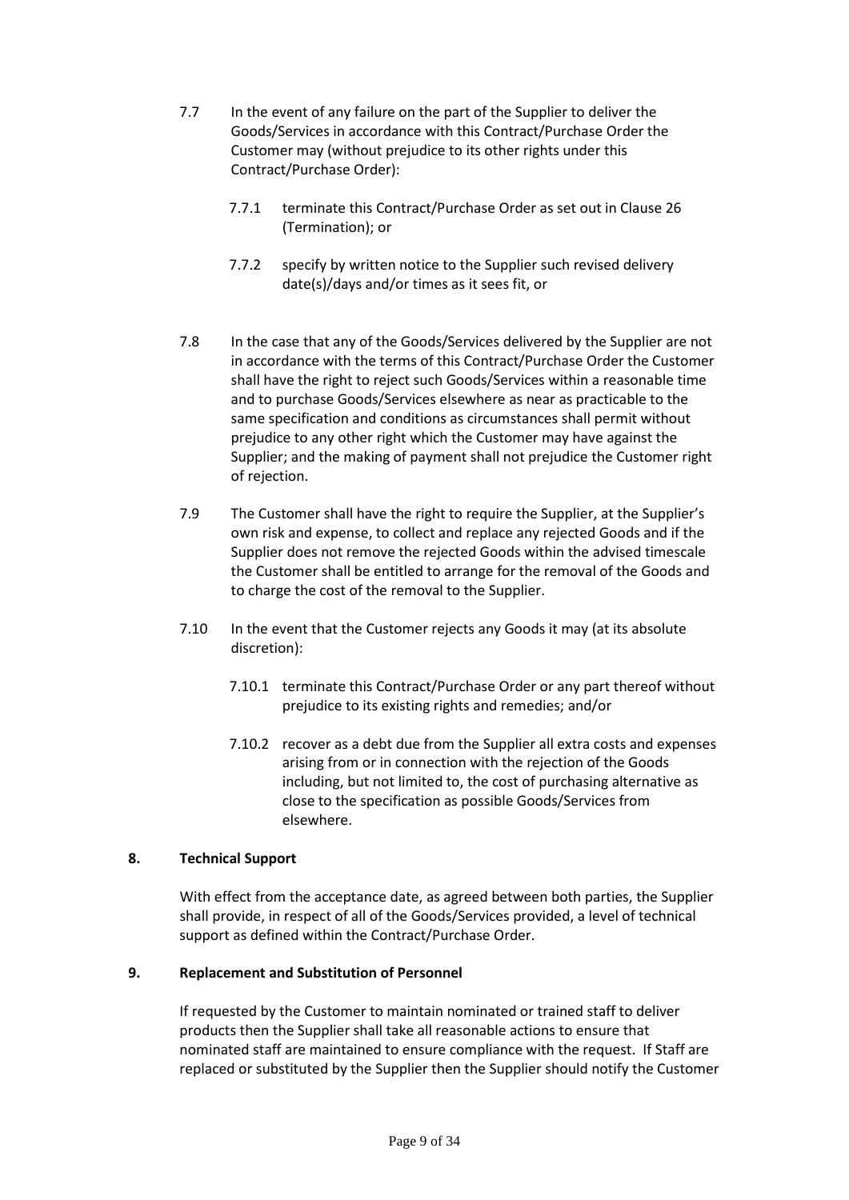7.7 In the event of any failure on the part of the Supplier to deliver the Goods/Services in accordance with this Contract/Purchase Order the Customer may (without prejudice to its other rights under this Contract/Purchase Order):

7.7.1 terminate this Contract/Purchase Order as set out in Clause 26 (Termination); or

7.7.2 specify by written notice to the Supplier such revised delivery date(s)/days and/or times as it sees fit, or

7.8 In the case that any of the Goods/Services delivered by the Supplier are not in accordance with the terms of this Contract/Purchase Order the Customer shall have the right to reject such Goods/Services within a reasonable time and to purchase Goods/Services elsewhere as near as practicable to the same specification and conditions as circumstances shall permit without prejudice to any other right which the Customer may have against the Supplier; and the making of payment shall not prejudice the Customer right of rejection.

7.9 The Customer shall have the right to require the Supplier, at the Supplier's own risk and expense, to collect and replace any rejected Goods and if the Supplier does not remove the rejected Goods within the advised timescale the Customer shall be entitled to arrange for the removal of the Goods and to charge the cost of the removal to the Supplier.

7.10 In the event that the Customer rejects any Goods it may (at its absolute discretion):

7.10.1 terminate this Contract/Purchase Order or any part thereof without prejudice to its existing rights and remedies; and/or

7.10.2 recover as a debt due from the Supplier all extra costs and expenses arising from or in connection with the rejection of the Goods including, but not limited to, the cost of purchasing alternative as close to the specification as possible Goods/Services from elsewhere.

**8. Technical Support**

With effect from the acceptance date, as agreed between both parties, the Supplier shall provide, in respect of all of the Goods/Services provided, a level of technical support as defined within the Contract/Purchase Order.

**9. Replacement and Substitution of Personnel**

If requested by the Customer to maintain nominated or trained staff to deliver products then the Supplier shall take all reasonable actions to ensure that nominated staff are maintained to ensure compliance with the request. If Staff are replaced or substituted by the Supplier then the Supplier should notify the Customer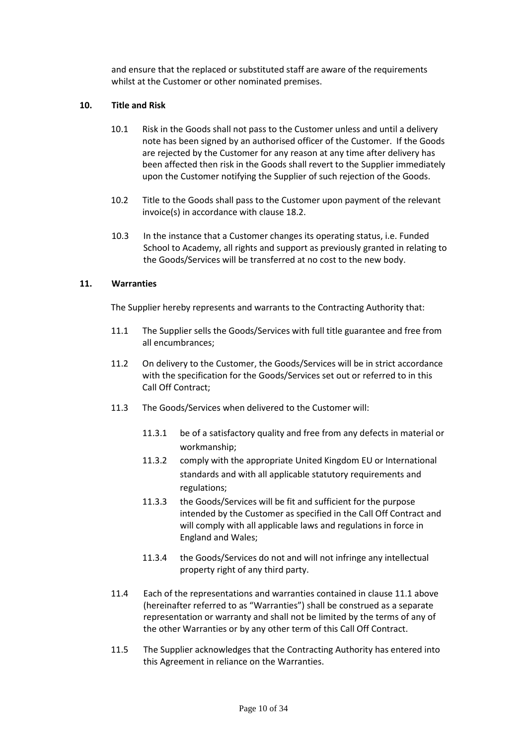and ensure that the replaced or substituted staff are aware of the requirements whilst at the Customer or other nominated premises.

**10. Title and Risk**

10.1 Risk in the Goods shall not pass to the Customer unless and until a delivery note has been signed by an authorised officer of the Customer. If the Goods are rejected by the Customer for any reason at any time after delivery has been affected then risk in the Goods shall revert to the Supplier immediately upon the Customer notifying the Supplier of such rejection of the Goods.

10.2 Title to the Goods shall pass to the Customer upon payment of the relevant invoice(s) in accordance with clause 18.2.

10.3 In the instance that a Customer changes its operating status, i.e. Funded School to Academy, all rights and support as previously granted in relating to the Goods/Services will be transferred at no cost to the new body.

**11. Warranties**

The Supplier hereby represents and warrants to the Contracting Authority that:

11.1 The Supplier sells the Goods/Services with full title guarantee and free from all encumbrances;

11.2 On delivery to the Customer, the Goods/Services will be in strict accordance with the specification for the Goods/Services set out or referred to in this Call Off Contract;

11.3 The Goods/Services when delivered to the Customer will:

11.3.1 be of a satisfactory quality and free from any defects in material or workmanship;

11.3.2 comply with the appropriate United Kingdom EU or International standards and with all applicable statutory requirements and regulations;

11.3.3 the Goods/Services will be fit and sufficient for the purpose intended by the Customer as specified in the Call Off Contract and will comply with all applicable laws and regulations in force in England and Wales;

11.3.4 the Goods/Services do not and will not infringe any intellectual property right of any third party.

11.4 Each of the representations and warranties contained in clause 11.1 above (hereinafter referred to as "Warranties") shall be construed as a separate representation or warranty and shall not be limited by the terms of any of the other Warranties or by any other term of this Call Off Contract.

11.5 The Supplier acknowledges that the Contracting Authority has entered into this Agreement in reliance on the Warranties.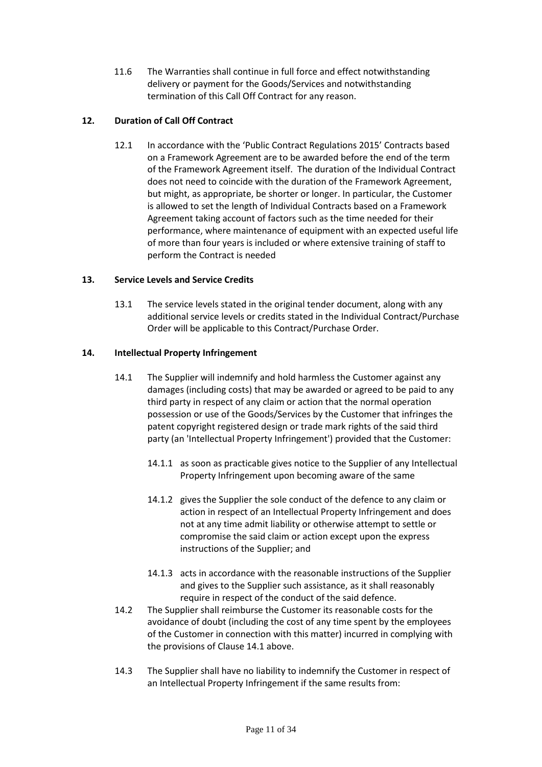11.6 The Warranties shall continue in full force and effect notwithstanding delivery or payment for the Goods/Services and notwithstanding termination of this Call Off Contract for any reason.

## 12. Duration of Call Off Contract

12.1 In accordance with the 'Public Contract Regulations 2015' Contracts based on a Framework Agreement are to be awarded before the end of the term of the Framework Agreement itself. The duration of the Individual Contract does not need to coincide with the duration of the Framework Agreement, but might, as appropriate, be shorter or longer. In particular, the Customer is allowed to set the length of Individual Contracts based on a Framework Agreement taking account of factors such as the time needed for their performance, where maintenance of equipment with an expected useful life of more than four years is included or where extensive training of staff to perform the Contract is needed

## 13. Service Levels and Service Credits

13.1 The service levels stated in the original tender document, along with any additional service levels or credits stated in the Individual Contract/Purchase Order will be applicable to this Contract/Purchase Order.

## 14. Intellectual Property Infringement

14.1 The Supplier will indemnify and hold harmless the Customer against any damages (including costs) that may be awarded or agreed to be paid to any third party in respect of any claim or action that the normal operation possession or use of the Goods/Services by the Customer that infringes the patent copyright registered design or trade mark rights of the said third party (an 'Intellectual Property Infringement') provided that the Customer:

14.1.1 as soon as practicable gives notice to the Supplier of any Intellectual Property Infringement upon becoming aware of the same

14.1.2 gives the Supplier the sole conduct of the defence to any claim or action in respect of an Intellectual Property Infringement and does not at any time admit liability or otherwise attempt to settle or compromise the said claim or action except upon the express instructions of the Supplier; and

14.1.3 acts in accordance with the reasonable instructions of the Supplier and gives to the Supplier such assistance, as it shall reasonably require in respect of the conduct of the said defence.

14.2 The Supplier shall reimburse the Customer its reasonable costs for the avoidance of doubt (including the cost of any time spent by the employees of the Customer in connection with this matter) incurred in complying with the provisions of Clause 14.1 above.

14.3 The Supplier shall have no liability to indemnify the Customer in respect of an Intellectual Property Infringement if the same results from: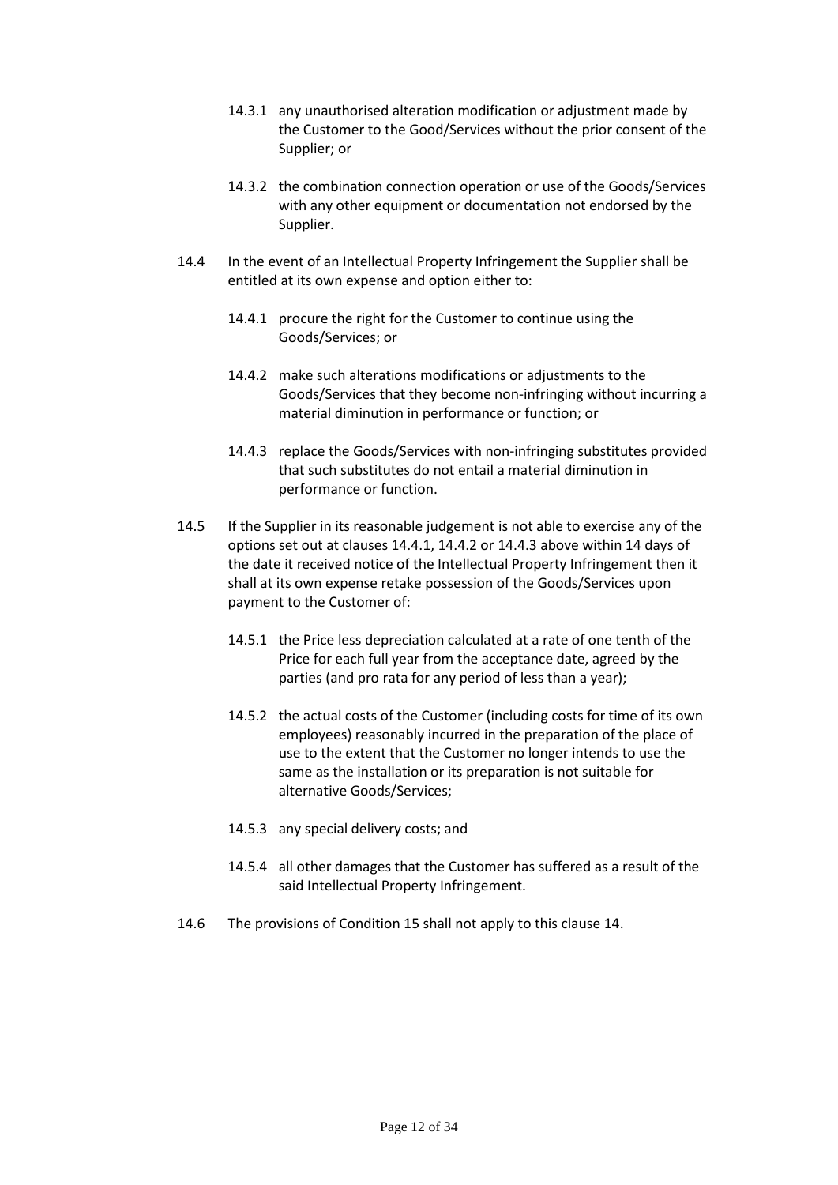14.3.1 any unauthorised alteration modification or adjustment made by the Customer to the Good/Services without the prior consent of the Supplier; or

14.3.2 the combination connection operation or use of the Goods/Services with any other equipment or documentation not endorsed by the Supplier.

14.4 In the event of an Intellectual Property Infringement the Supplier shall be entitled at its own expense and option either to:

14.4.1 procure the right for the Customer to continue using the Goods/Services; or

14.4.2 make such alterations modifications or adjustments to the Goods/Services that they become non-infringing without incurring a material diminution in performance or function; or

14.4.3 replace the Goods/Services with non-infringing substitutes provided that such substitutes do not entail a material diminution in performance or function.

14.5 If the Supplier in its reasonable judgement is not able to exercise any of the options set out at clauses 14.4.1, 14.4.2 or 14.4.3 above within 14 days of the date it received notice of the Intellectual Property Infringement then it shall at its own expense retake possession of the Goods/Services upon payment to the Customer of:

14.5.1 the Price less depreciation calculated at a rate of one tenth of the Price for each full year from the acceptance date, agreed by the parties (and pro rata for any period of less than a year);

14.5.2 the actual costs of the Customer (including costs for time of its own employees) reasonably incurred in the preparation of the place of use to the extent that the Customer no longer intends to use the same as the installation or its preparation is not suitable for alternative Goods/Services;

14.5.3 any special delivery costs; and

14.5.4 all other damages that the Customer has suffered as a result of the said Intellectual Property Infringement.

14.6 The provisions of Condition 15 shall not apply to this clause 14.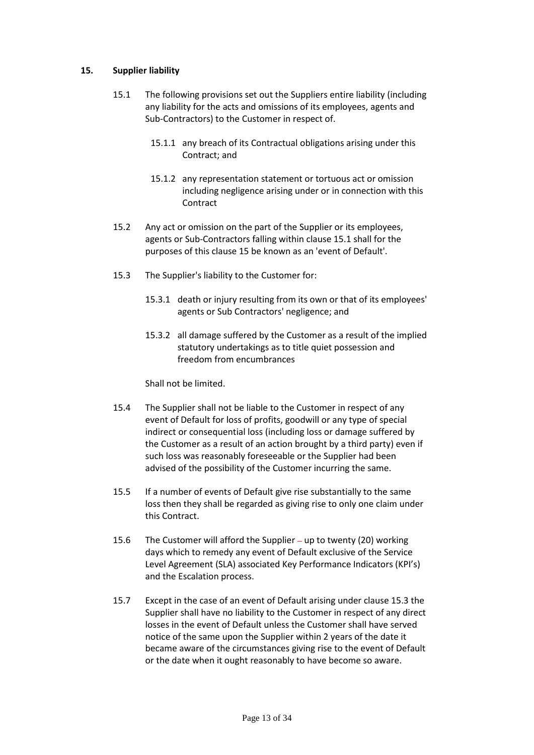## 15. Supplier liability

15.1 The following provisions set out the Suppliers entire liability (including any liability for the acts and omissions of its employees, agents and Sub-Contractors) to the Customer in respect of.

15.1.1 any breach of its Contractual obligations arising under this Contract; and

15.1.2 any representation statement or tortuous act or omission including negligence arising under or in connection with this Contract

15.2 Any act or omission on the part of the Supplier or its employees, agents or Sub-Contractors falling within clause 15.1 shall for the purposes of this clause 15 be known as an 'event of Default'.

15.3 The Supplier's liability to the Customer for:

15.3.1 death or injury resulting from its own or that of its employees' agents or Sub Contractors' negligence; and

15.3.2 all damage suffered by the Customer as a result of the implied statutory undertakings as to title quiet possession and freedom from encumbrances

Shall not be limited.

15.4 The Supplier shall not be liable to the Customer in respect of any event of Default for loss of profits, goodwill or any type of special indirect or consequential loss (including loss or damage suffered by the Customer as a result of an action brought by a third party) even if such loss was reasonably foreseeable or the Supplier had been advised of the possibility of the Customer incurring the same.

15.5 If a number of events of Default give rise substantially to the same loss then they shall be regarded as giving rise to only one claim under this Contract.

15.6 The Customer will afford the Supplier – up to twenty (20) working days which to remedy any event of Default exclusive of the Service Level Agreement (SLA) associated Key Performance Indicators (KPI's) and the Escalation process.

15.7 Except in the case of an event of Default arising under clause 15.3 the Supplier shall have no liability to the Customer in respect of any direct losses in the event of Default unless the Customer shall have served notice of the same upon the Supplier within 2 years of the date it became aware of the circumstances giving rise to the event of Default or the date when it ought reasonably to have become so aware.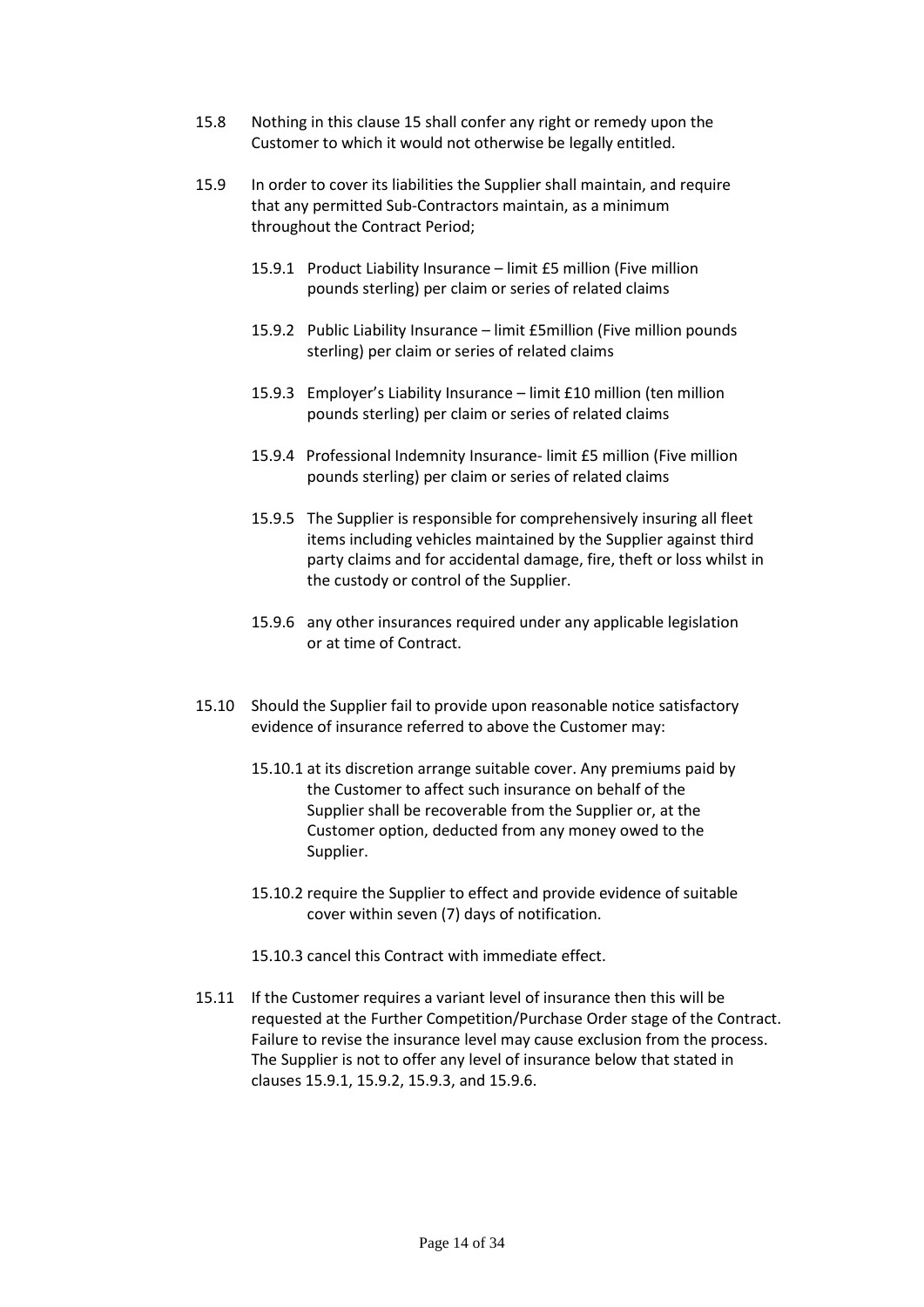15.8 Nothing in this clause 15 shall confer any right or remedy upon the Customer to which it would not otherwise be legally entitled.

15.9 In order to cover its liabilities the Supplier shall maintain, and require that any permitted Sub-Contractors maintain, as a minimum throughout the Contract Period;

15.9.1 Product Liability Insurance – limit £5 million (Five million pounds sterling) per claim or series of related claims

15.9.2 Public Liability Insurance – limit £5million (Five million pounds sterling) per claim or series of related claims

15.9.3 Employer's Liability Insurance – limit £10 million (ten million pounds sterling) per claim or series of related claims

15.9.4 Professional Indemnity Insurance- limit £5 million (Five million pounds sterling) per claim or series of related claims

15.9.5 The Supplier is responsible for comprehensively insuring all fleet items including vehicles maintained by the Supplier against third party claims and for accidental damage, fire, theft or loss whilst in the custody or control of the Supplier.

15.9.6 any other insurances required under any applicable legislation or at time of Contract.

15.10 Should the Supplier fail to provide upon reasonable notice satisfactory evidence of insurance referred to above the Customer may:

15.10.1 at its discretion arrange suitable cover. Any premiums paid by the Customer to affect such insurance on behalf of the Supplier shall be recoverable from the Supplier or, at the Customer option, deducted from any money owed to the Supplier.

15.10.2 require the Supplier to effect and provide evidence of suitable cover within seven (7) days of notification.

15.10.3 cancel this Contract with immediate effect.

15.11 If the Customer requires a variant level of insurance then this will be requested at the Further Competition/Purchase Order stage of the Contract. Failure to revise the insurance level may cause exclusion from the process. The Supplier is not to offer any level of insurance below that stated in clauses 15.9.1, 15.9.2, 15.9.3, and 15.9.6.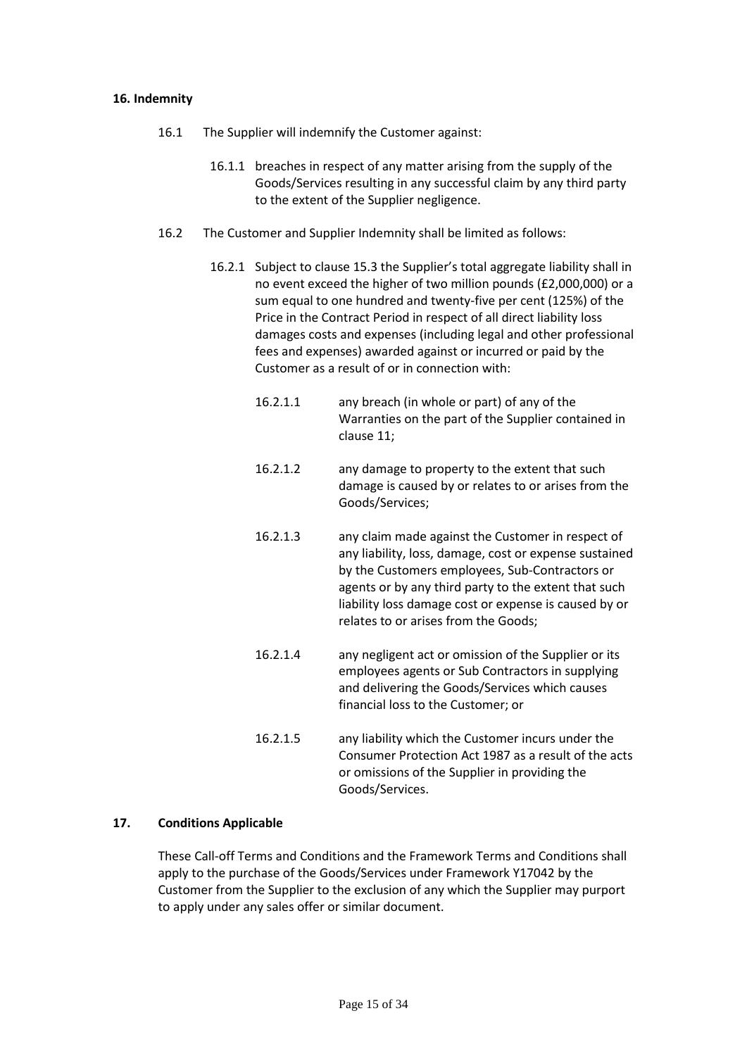**16. Indemnity**

16.1 The Supplier will indemnify the Customer against:

16.1.1 breaches in respect of any matter arising from the supply of the Goods/Services resulting in any successful claim by any third party to the extent of the Supplier negligence.

16.2 The Customer and Supplier Indemnity shall be limited as follows:

16.2.1 Subject to clause 15.3 the Supplier's total aggregate liability shall in no event exceed the higher of two million pounds (£2,000,000) or a sum equal to one hundred and twenty-five per cent (125%) of the Price in the Contract Period in respect of all direct liability loss damages costs and expenses (including legal and other professional fees and expenses) awarded against or incurred or paid by the Customer as a result of or in connection with:

16.2.1.1 any breach (in whole or part) of any of the Warranties on the part of the Supplier contained in clause 11;

16.2.1.2 any damage to property to the extent that such damage is caused by or relates to or arises from the Goods/Services;

16.2.1.3 any claim made against the Customer in respect of any liability, loss, damage, cost or expense sustained by the Customers employees, Sub-Contractors or agents or by any third party to the extent that such liability loss damage cost or expense is caused by or relates to or arises from the Goods;

16.2.1.4 any negligent act or omission of the Supplier or its employees agents or Sub Contractors in supplying and delivering the Goods/Services which causes financial loss to the Customer; or

16.2.1.5 any liability which the Customer incurs under the Consumer Protection Act 1987 as a result of the acts or omissions of the Supplier in providing the Goods/Services.

**17. Conditions Applicable**

These Call-off Terms and Conditions and the Framework Terms and Conditions shall apply to the purchase of the Goods/Services under Framework Y17042 by the Customer from the Supplier to the exclusion of any which the Supplier may purport to apply under any sales offer or similar document.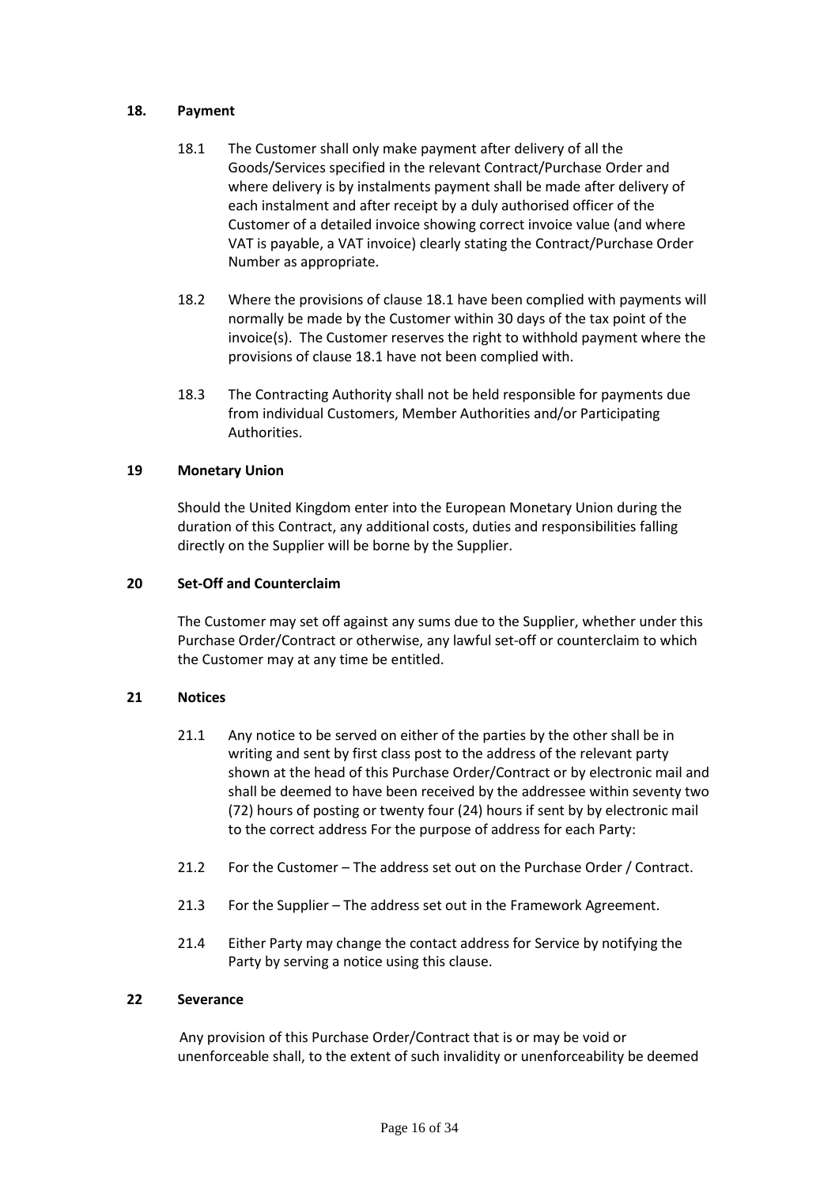## 18. Payment

18.1 The Customer shall only make payment after delivery of all the Goods/Services specified in the relevant Contract/Purchase Order and where delivery is by instalments payment shall be made after delivery of each instalment and after receipt by a duly authorised officer of the Customer of a detailed invoice showing correct invoice value (and where VAT is payable, a VAT invoice) clearly stating the Contract/Purchase Order Number as appropriate.

18.2 Where the provisions of clause 18.1 have been complied with payments will normally be made by the Customer within 30 days of the tax point of the invoice(s). The Customer reserves the right to withhold payment where the provisions of clause 18.1 have not been complied with.

18.3 The Contracting Authority shall not be held responsible for payments due from individual Customers, Member Authorities and/or Participating Authorities.

## 19 Monetary Union

Should the United Kingdom enter into the European Monetary Union during the duration of this Contract, any additional costs, duties and responsibilities falling directly on the Supplier will be borne by the Supplier.

## 20 Set-Off and Counterclaim

The Customer may set off against any sums due to the Supplier, whether under this Purchase Order/Contract or otherwise, any lawful set-off or counterclaim to which the Customer may at any time be entitled.

## 21 Notices

21.1 Any notice to be served on either of the parties by the other shall be in writing and sent by first class post to the address of the relevant party shown at the head of this Purchase Order/Contract or by electronic mail and shall be deemed to have been received by the addressee within seventy two (72) hours of posting or twenty four (24) hours if sent by by electronic mail to the correct address For the purpose of address for each Party:

21.2 For the Customer – The address set out on the Purchase Order / Contract.

21.3 For the Supplier – The address set out in the Framework Agreement.

21.4 Either Party may change the contact address for Service by notifying the Party by serving a notice using this clause.

## 22 Severance

Any provision of this Purchase Order/Contract that is or may be void or unenforceable shall, to the extent of such invalidity or unenforceability be deemed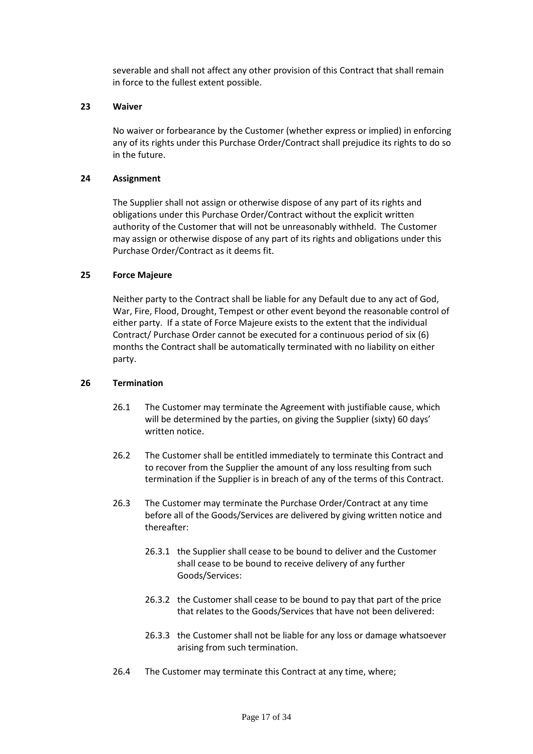severable and shall not affect any other provision of this Contract that shall remain in force to the fullest extent possible.

## 23 Waiver

No waiver or forbearance by the Customer (whether express or implied) in enforcing any of its rights under this Purchase Order/Contract shall prejudice its rights to do so in the future.

## 24 Assignment

The Supplier shall not assign or otherwise dispose of any part of its rights and obligations under this Purchase Order/Contract without the explicit written authority of the Customer that will not be unreasonably withheld. The Customer may assign or otherwise dispose of any part of its rights and obligations under this Purchase Order/Contract as it deems fit.

## 25 Force Majeure

Neither party to the Contract shall be liable for any Default due to any act of God, War, Fire, Flood, Drought, Tempest or other event beyond the reasonable control of either party. If a state of Force Majeure exists to the extent that the individual Contract/ Purchase Order cannot be executed for a continuous period of six (6) months the Contract shall be automatically terminated with no liability on either party.

## 26 Termination

26.1 The Customer may terminate the Agreement with justifiable cause, which will be determined by the parties, on giving the Supplier (sixty) 60 days' written notice.

26.2 The Customer shall be entitled immediately to terminate this Contract and to recover from the Supplier the amount of any loss resulting from such termination if the Supplier is in breach of any of the terms of this Contract.

26.3 The Customer may terminate the Purchase Order/Contract at any time before all of the Goods/Services are delivered by giving written notice and thereafter:

26.3.1 the Supplier shall cease to be bound to deliver and the Customer shall cease to be bound to receive delivery of any further Goods/Services:

26.3.2 the Customer shall cease to be bound to pay that part of the price that relates to the Goods/Services that have not been delivered:

26.3.3 the Customer shall not be liable for any loss or damage whatsoever arising from such termination.

26.4 The Customer may terminate this Contract at any time, where;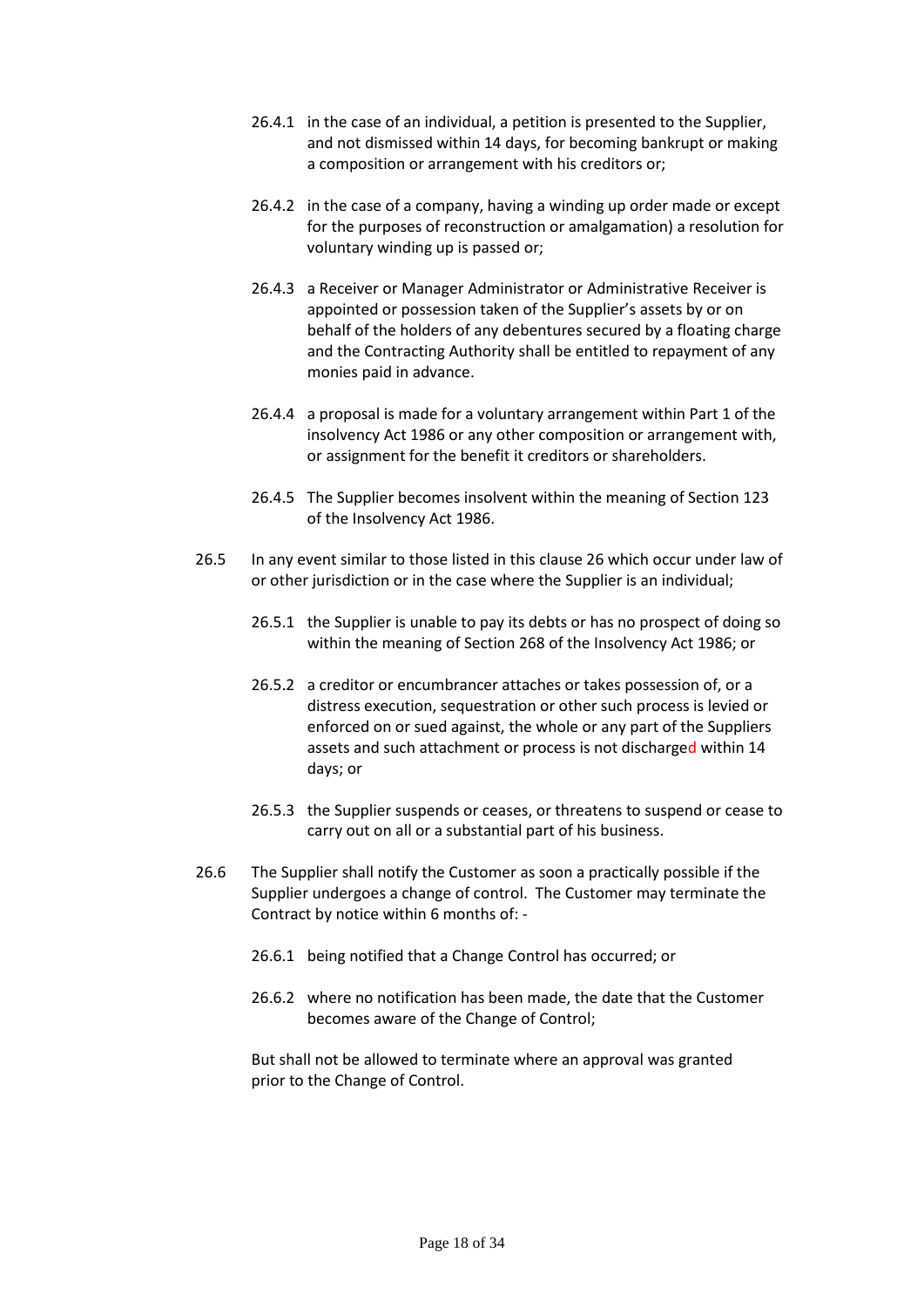26.4.1 in the case of an individual, a petition is presented to the Supplier, and not dismissed within 14 days, for becoming bankrupt or making a composition or arrangement with his creditors or;

26.4.2 in the case of a company, having a winding up order made or except for the purposes of reconstruction or amalgamation) a resolution for voluntary winding up is passed or;

26.4.3 a Receiver or Manager Administrator or Administrative Receiver is appointed or possession taken of the Supplier's assets by or on behalf of the holders of any debentures secured by a floating charge and the Contracting Authority shall be entitled to repayment of any monies paid in advance.

26.4.4 a proposal is made for a voluntary arrangement within Part 1 of the insolvency Act 1986 or any other composition or arrangement with, or assignment for the benefit it creditors or shareholders.

26.4.5 The Supplier becomes insolvent within the meaning of Section 123 of the Insolvency Act 1986.

26.5 In any event similar to those listed in this clause 26 which occur under law of or other jurisdiction or in the case where the Supplier is an individual;

26.5.1 the Supplier is unable to pay its debts or has no prospect of doing so within the meaning of Section 268 of the Insolvency Act 1986; or

26.5.2 a creditor or encumbrancer attaches or takes possession of, or a distress execution, sequestration or other such process is levied or enforced on or sued against, the whole or any part of the Suppliers assets and such attachment or process is not discharged within 14 days; or

26.5.3 the Supplier suspends or ceases, or threatens to suspend or cease to carry out on all or a substantial part of his business.

26.6 The Supplier shall notify the Customer as soon a practically possible if the Supplier undergoes a change of control. The Customer may terminate the Contract by notice within 6 months of: -

26.6.1 being notified that a Change Control has occurred; or

26.6.2 where no notification has been made, the date that the Customer becomes aware of the Change of Control;

But shall not be allowed to terminate where an approval was granted prior to the Change of Control.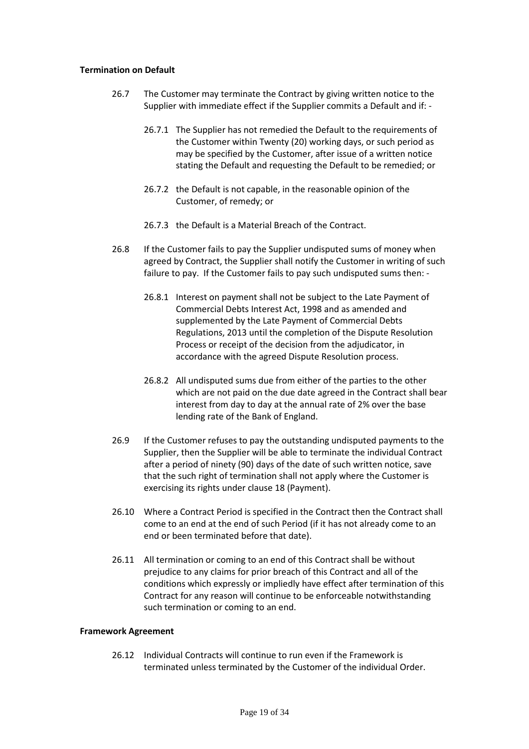**Termination on Default**

26.7 The Customer may terminate the Contract by giving written notice to the Supplier with immediate effect if the Supplier commits a Default and if: -

26.7.1 The Supplier has not remedied the Default to the requirements of the Customer within Twenty (20) working days, or such period as may be specified by the Customer, after issue of a written notice stating the Default and requesting the Default to be remedied; or

26.7.2 the Default is not capable, in the reasonable opinion of the Customer, of remedy; or

26.7.3 the Default is a Material Breach of the Contract.

26.8 If the Customer fails to pay the Supplier undisputed sums of money when agreed by Contract, the Supplier shall notify the Customer in writing of such failure to pay. If the Customer fails to pay such undisputed sums then: -

26.8.1 Interest on payment shall not be subject to the Late Payment of Commercial Debts Interest Act, 1998 and as amended and supplemented by the Late Payment of Commercial Debts Regulations, 2013 until the completion of the Dispute Resolution Process or receipt of the decision from the adjudicator, in accordance with the agreed Dispute Resolution process.

26.8.2 All undisputed sums due from either of the parties to the other which are not paid on the due date agreed in the Contract shall bear interest from day to day at the annual rate of 2% over the base lending rate of the Bank of England.

26.9 If the Customer refuses to pay the outstanding undisputed payments to the Supplier, then the Supplier will be able to terminate the individual Contract after a period of ninety (90) days of the date of such written notice, save that the such right of termination shall not apply where the Customer is exercising its rights under clause 18 (Payment).

26.10 Where a Contract Period is specified in the Contract then the Contract shall come to an end at the end of such Period (if it has not already come to an end or been terminated before that date).

26.11 All termination or coming to an end of this Contract shall be without prejudice to any claims for prior breach of this Contract and all of the conditions which expressly or impliedly have effect after termination of this Contract for any reason will continue to be enforceable notwithstanding such termination or coming to an end.

**Framework Agreement**

26.12 Individual Contracts will continue to run even if the Framework is terminated unless terminated by the Customer of the individual Order.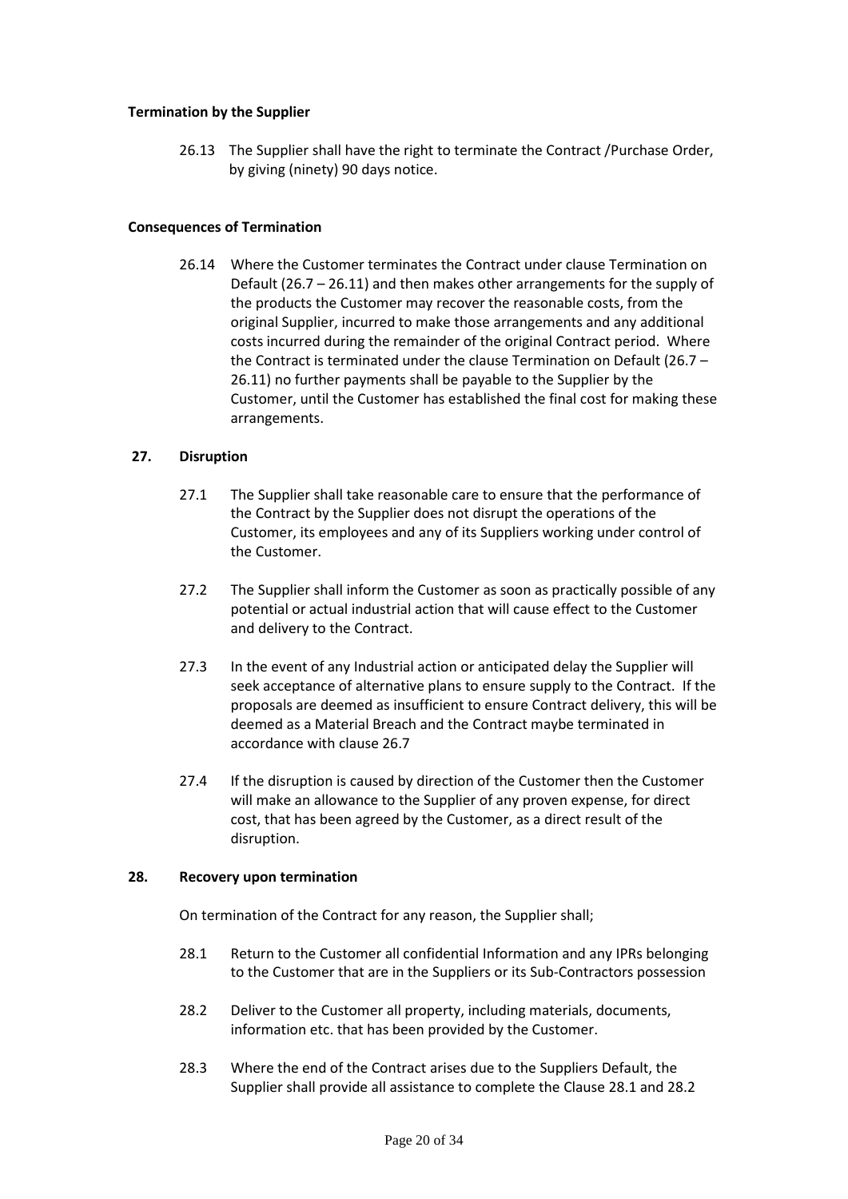**Termination by the Supplier**

26.13 The Supplier shall have the right to terminate the Contract /Purchase Order, by giving (ninety) 90 days notice.

**Consequences of Termination**

26.14 Where the Customer terminates the Contract under clause Termination on Default (26.7 – 26.11) and then makes other arrangements for the supply of the products the Customer may recover the reasonable costs, from the original Supplier, incurred to make those arrangements and any additional costs incurred during the remainder of the original Contract period. Where the Contract is terminated under the clause Termination on Default (26.7 – 26.11) no further payments shall be payable to the Supplier by the Customer, until the Customer has established the final cost for making these arrangements.

## 27. Disruption

27.1 The Supplier shall take reasonable care to ensure that the performance of the Contract by the Supplier does not disrupt the operations of the Customer, its employees and any of its Suppliers working under control of the Customer.

27.2 The Supplier shall inform the Customer as soon as practically possible of any potential or actual industrial action that will cause effect to the Customer and delivery to the Contract.

27.3 In the event of any Industrial action or anticipated delay the Supplier will seek acceptance of alternative plans to ensure supply to the Contract. If the proposals are deemed as insufficient to ensure Contract delivery, this will be deemed as a Material Breach and the Contract maybe terminated in accordance with clause 26.7

27.4 If the disruption is caused by direction of the Customer then the Customer will make an allowance to the Supplier of any proven expense, for direct cost, that has been agreed by the Customer, as a direct result of the disruption.

## 28. Recovery upon termination

On termination of the Contract for any reason, the Supplier shall;

28.1 Return to the Customer all confidential Information and any IPRs belonging to the Customer that are in the Suppliers or its Sub-Contractors possession

28.2 Deliver to the Customer all property, including materials, documents, information etc. that has been provided by the Customer.

28.3 Where the end of the Contract arises due to the Suppliers Default, the Supplier shall provide all assistance to complete the Clause 28.1 and 28.2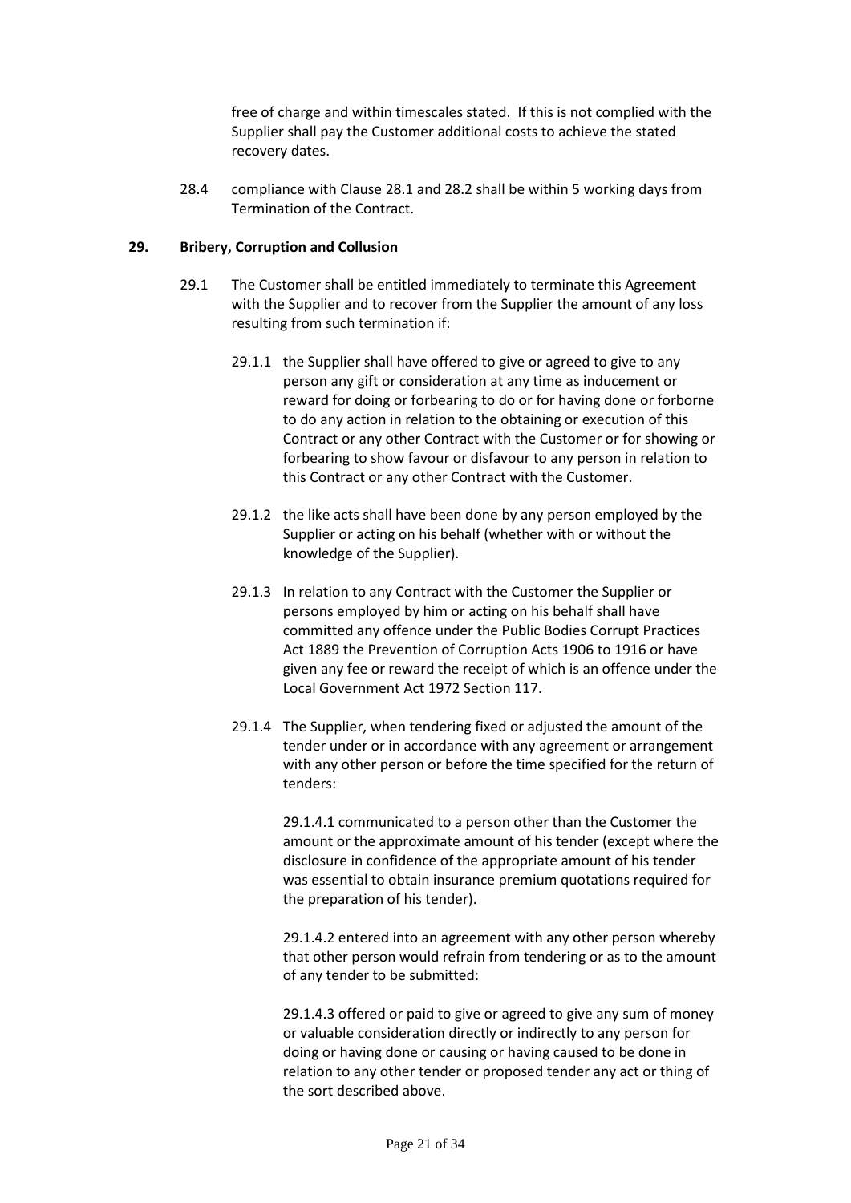free of charge and within timescales stated. If this is not complied with the Supplier shall pay the Customer additional costs to achieve the stated recovery dates.

28.4 compliance with Clause 28.1 and 28.2 shall be within 5 working days from Termination of the Contract.

## 29. Bribery, Corruption and Collusion

29.1 The Customer shall be entitled immediately to terminate this Agreement with the Supplier and to recover from the Supplier the amount of any loss resulting from such termination if:

29.1.1 the Supplier shall have offered to give or agreed to give to any person any gift or consideration at any time as inducement or reward for doing or forbearing to do or for having done or forborne to do any action in relation to the obtaining or execution of this Contract or any other Contract with the Customer or for showing or forbearing to show favour or disfavour to any person in relation to this Contract or any other Contract with the Customer.

29.1.2 the like acts shall have been done by any person employed by the Supplier or acting on his behalf (whether with or without the knowledge of the Supplier).

29.1.3 In relation to any Contract with the Customer the Supplier or persons employed by him or acting on his behalf shall have committed any offence under the Public Bodies Corrupt Practices Act 1889 the Prevention of Corruption Acts 1906 to 1916 or have given any fee or reward the receipt of which is an offence under the Local Government Act 1972 Section 117.

29.1.4 The Supplier, when tendering fixed or adjusted the amount of the tender under or in accordance with any agreement or arrangement with any other person or before the time specified for the return of tenders:

29.1.4.1 communicated to a person other than the Customer the amount or the approximate amount of his tender (except where the disclosure in confidence of the appropriate amount of his tender was essential to obtain insurance premium quotations required for the preparation of his tender).

29.1.4.2 entered into an agreement with any other person whereby that other person would refrain from tendering or as to the amount of any tender to be submitted:

29.1.4.3 offered or paid to give or agreed to give any sum of money or valuable consideration directly or indirectly to any person for doing or having done or causing or having caused to be done in relation to any other tender or proposed tender any act or thing of the sort described above.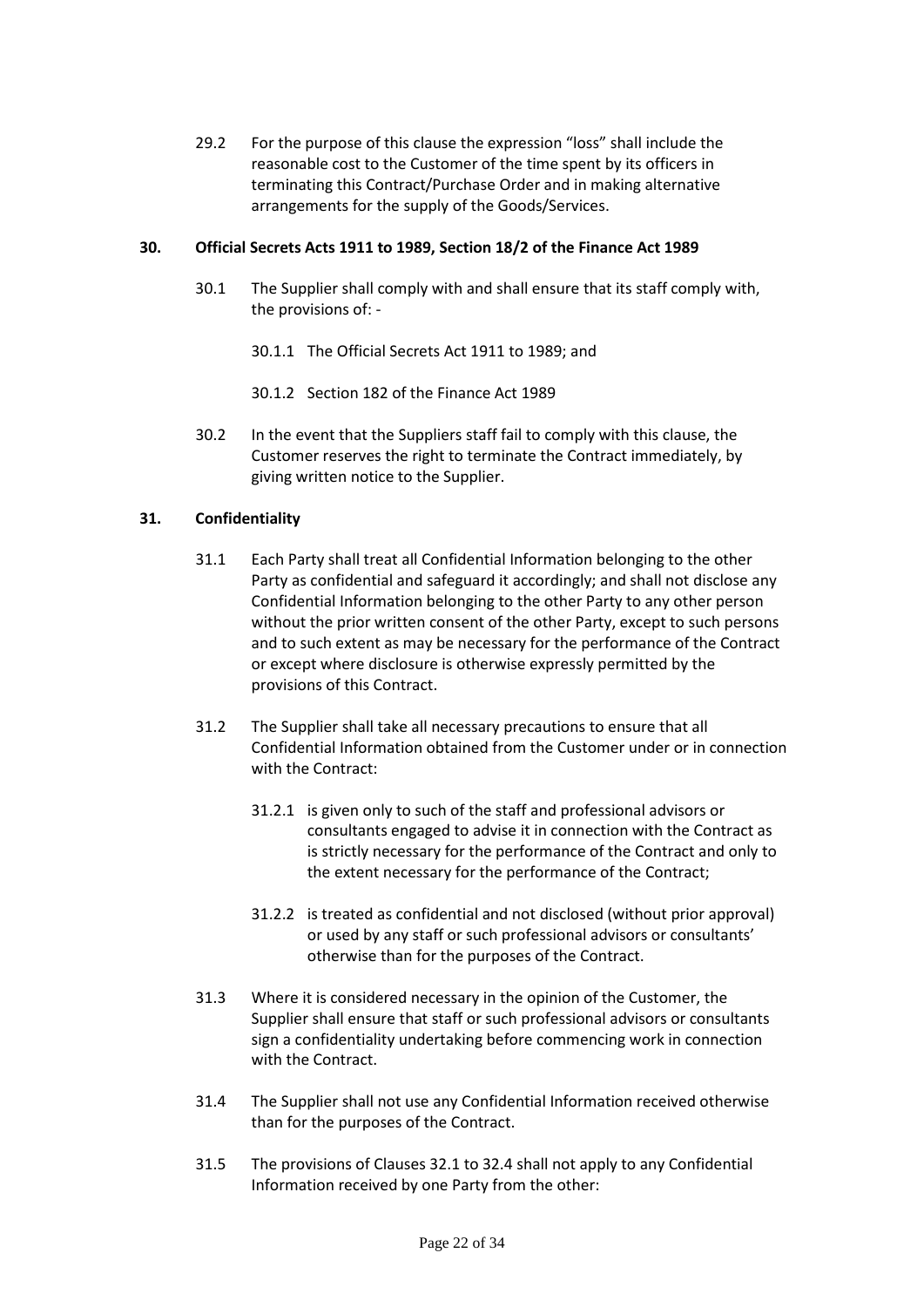29.2 For the purpose of this clause the expression "loss" shall include the reasonable cost to the Customer of the time spent by its officers in terminating this Contract/Purchase Order and in making alternative arrangements for the supply of the Goods/Services.

**30. Official Secrets Acts 1911 to 1989, Section 18/2 of the Finance Act 1989**

30.1 The Supplier shall comply with and shall ensure that its staff comply with, the provisions of: -

30.1.1 The Official Secrets Act 1911 to 1989; and

30.1.2 Section 182 of the Finance Act 1989

30.2 In the event that the Suppliers staff fail to comply with this clause, the Customer reserves the right to terminate the Contract immediately, by giving written notice to the Supplier.

**31. Confidentiality**

31.1 Each Party shall treat all Confidential Information belonging to the other Party as confidential and safeguard it accordingly; and shall not disclose any Confidential Information belonging to the other Party to any other person without the prior written consent of the other Party, except to such persons and to such extent as may be necessary for the performance of the Contract or except where disclosure is otherwise expressly permitted by the provisions of this Contract.

31.2 The Supplier shall take all necessary precautions to ensure that all Confidential Information obtained from the Customer under or in connection with the Contract:

31.2.1 is given only to such of the staff and professional advisors or consultants engaged to advise it in connection with the Contract as is strictly necessary for the performance of the Contract and only to the extent necessary for the performance of the Contract;

31.2.2 is treated as confidential and not disclosed (without prior approval) or used by any staff or such professional advisors or consultants' otherwise than for the purposes of the Contract.

31.3 Where it is considered necessary in the opinion of the Customer, the Supplier shall ensure that staff or such professional advisors or consultants sign a confidentiality undertaking before commencing work in connection with the Contract.

31.4 The Supplier shall not use any Confidential Information received otherwise than for the purposes of the Contract.

31.5 The provisions of Clauses 32.1 to 32.4 shall not apply to any Confidential Information received by one Party from the other: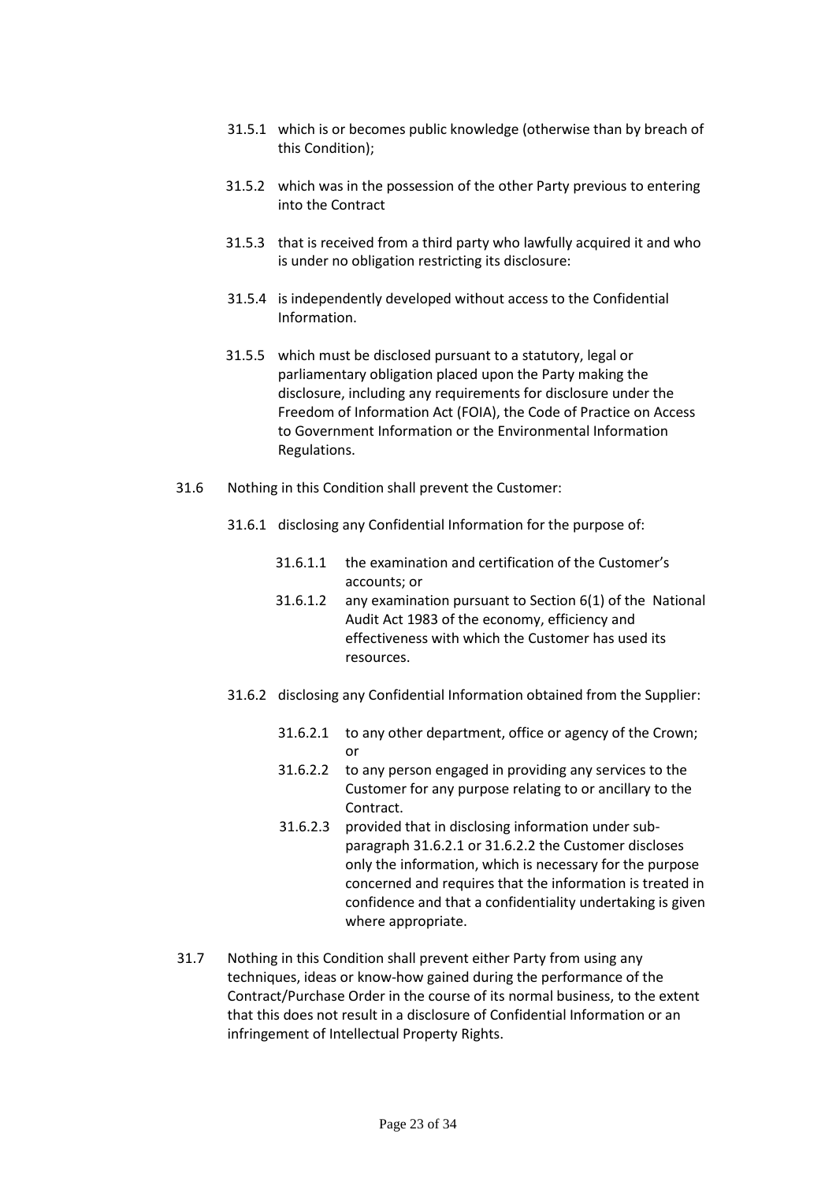31.5.1 which is or becomes public knowledge (otherwise than by breach of this Condition);

31.5.2 which was in the possession of the other Party previous to entering into the Contract

31.5.3 that is received from a third party who lawfully acquired it and who is under no obligation restricting its disclosure:

31.5.4 is independently developed without access to the Confidential Information.

31.5.5 which must be disclosed pursuant to a statutory, legal or parliamentary obligation placed upon the Party making the disclosure, including any requirements for disclosure under the Freedom of Information Act (FOIA), the Code of Practice on Access to Government Information or the Environmental Information Regulations.

31.6 Nothing in this Condition shall prevent the Customer:

31.6.1 disclosing any Confidential Information for the purpose of:

31.6.1.1 the examination and certification of the Customer's accounts; or

31.6.1.2 any examination pursuant to Section 6(1) of the National Audit Act 1983 of the economy, efficiency and effectiveness with which the Customer has used its resources.

31.6.2 disclosing any Confidential Information obtained from the Supplier:

31.6.2.1 to any other department, office or agency of the Crown; or

31.6.2.2 to any person engaged in providing any services to the Customer for any purpose relating to or ancillary to the Contract.

31.6.2.3 provided that in disclosing information under sub-paragraph 31.6.2.1 or 31.6.2.2 the Customer discloses only the information, which is necessary for the purpose concerned and requires that the information is treated in confidence and that a confidentiality undertaking is given where appropriate.

31.7 Nothing in this Condition shall prevent either Party from using any techniques, ideas or know-how gained during the performance of the Contract/Purchase Order in the course of its normal business, to the extent that this does not result in a disclosure of Confidential Information or an infringement of Intellectual Property Rights.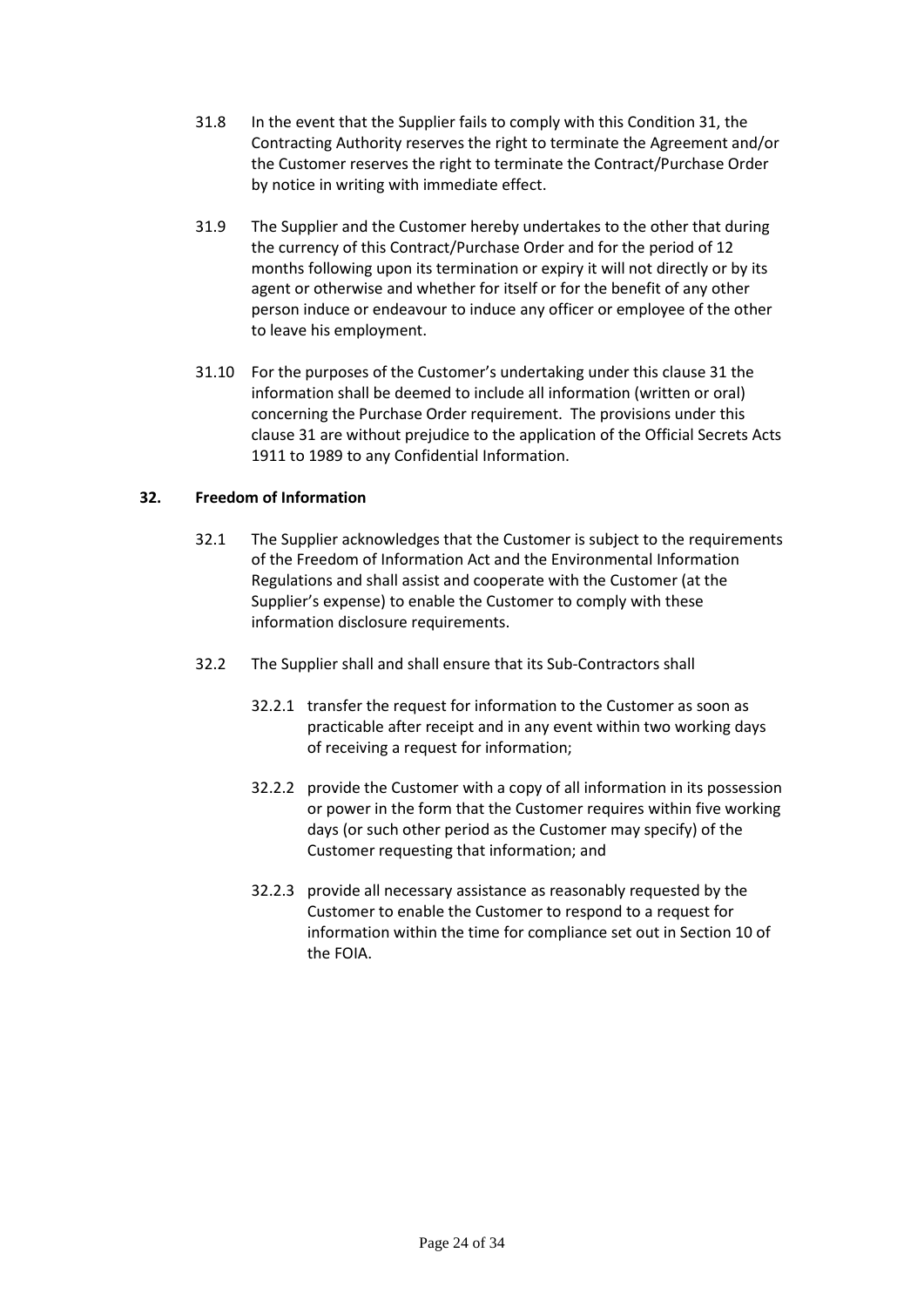31.8 In the event that the Supplier fails to comply with this Condition 31, the Contracting Authority reserves the right to terminate the Agreement and/or the Customer reserves the right to terminate the Contract/Purchase Order by notice in writing with immediate effect.

31.9 The Supplier and the Customer hereby undertakes to the other that during the currency of this Contract/Purchase Order and for the period of 12 months following upon its termination or expiry it will not directly or by its agent or otherwise and whether for itself or for the benefit of any other person induce or endeavour to induce any officer or employee of the other to leave his employment.

31.10 For the purposes of the Customer's undertaking under this clause 31 the information shall be deemed to include all information (written or oral) concerning the Purchase Order requirement. The provisions under this clause 31 are without prejudice to the application of the Official Secrets Acts 1911 to 1989 to any Confidential Information.

**32. Freedom of Information**

32.1 The Supplier acknowledges that the Customer is subject to the requirements of the Freedom of Information Act and the Environmental Information Regulations and shall assist and cooperate with the Customer (at the Supplier's expense) to enable the Customer to comply with these information disclosure requirements.

32.2 The Supplier shall and shall ensure that its Sub-Contractors shall

32.2.1 transfer the request for information to the Customer as soon as practicable after receipt and in any event within two working days of receiving a request for information;

32.2.2 provide the Customer with a copy of all information in its possession or power in the form that the Customer requires within five working days (or such other period as the Customer may specify) of the Customer requesting that information; and

32.2.3 provide all necessary assistance as reasonably requested by the Customer to enable the Customer to respond to a request for information within the time for compliance set out in Section 10 of the FOIA.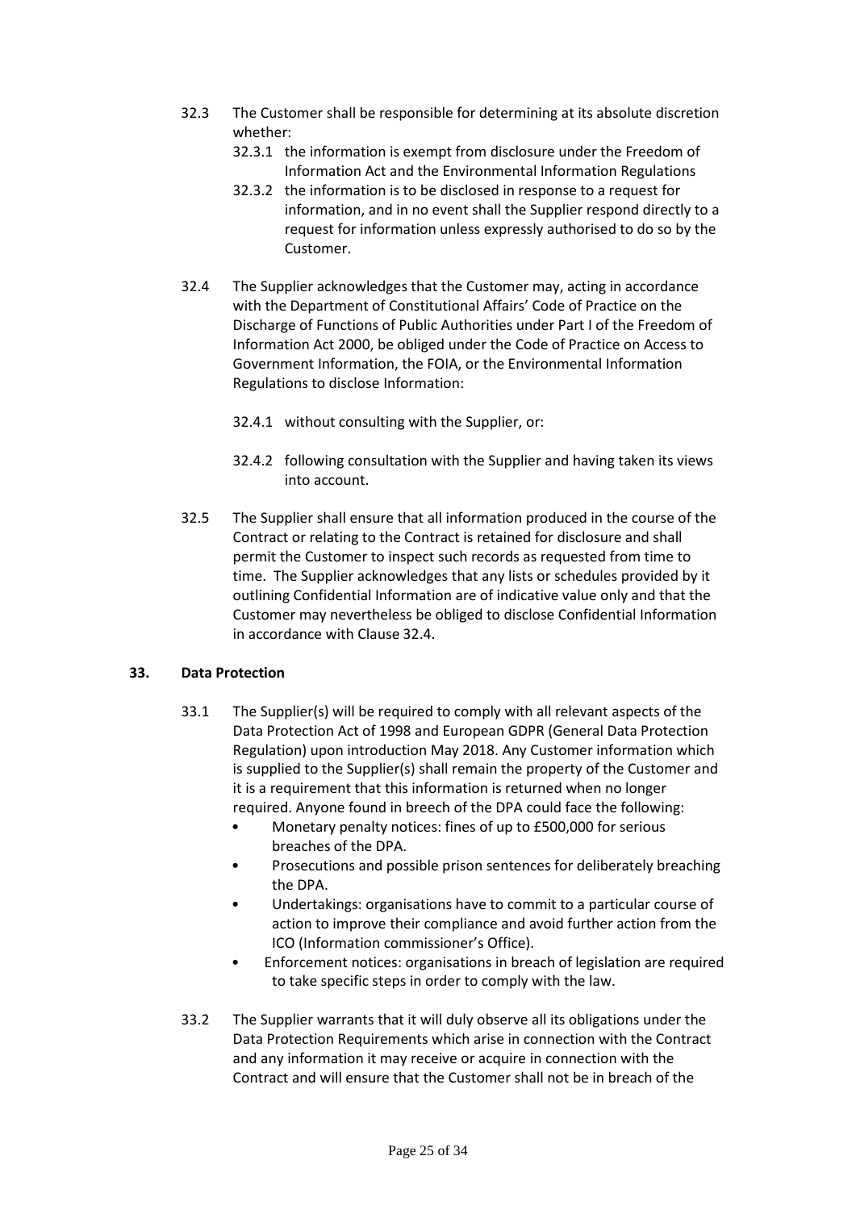32.3 The Customer shall be responsible for determining at its absolute discretion whether:

32.3.1 the information is exempt from disclosure under the Freedom of Information Act and the Environmental Information Regulations

32.3.2 the information is to be disclosed in response to a request for information, and in no event shall the Supplier respond directly to a request for information unless expressly authorised to do so by the Customer.

32.4 The Supplier acknowledges that the Customer may, acting in accordance with the Department of Constitutional Affairs' Code of Practice on the Discharge of Functions of Public Authorities under Part I of the Freedom of Information Act 2000, be obliged under the Code of Practice on Access to Government Information, the FOIA, or the Environmental Information Regulations to disclose Information:

32.4.1 without consulting with the Supplier, or:

32.4.2 following consultation with the Supplier and having taken its views into account.

32.5 The Supplier shall ensure that all information produced in the course of the Contract or relating to the Contract is retained for disclosure and shall permit the Customer to inspect such records as requested from time to time. The Supplier acknowledges that any lists or schedules provided by it outlining Confidential Information are of indicative value only and that the Customer may nevertheless be obliged to disclose Confidential Information in accordance with Clause 32.4.

## 33. Data Protection

33.1 The Supplier(s) will be required to comply with all relevant aspects of the Data Protection Act of 1998 and European GDPR (General Data Protection Regulation) upon introduction May 2018. Any Customer information which is supplied to the Supplier(s) shall remain the property of the Customer and it is a requirement that this information is returned when no longer required. Anyone found in breech of the DPA could face the following:

- Monetary penalty notices: fines of up to £500,000 for serious breaches of the DPA.
- Prosecutions and possible prison sentences for deliberately breaching the DPA.
- Undertakings: organisations have to commit to a particular course of action to improve their compliance and avoid further action from the ICO (Information commissioner's Office).
- Enforcement notices: organisations in breach of legislation are required to take specific steps in order to comply with the law.

33.2 The Supplier warrants that it will duly observe all its obligations under the Data Protection Requirements which arise in connection with the Contract and any information it may receive or acquire in connection with the Contract and will ensure that the Customer shall not be in breach of the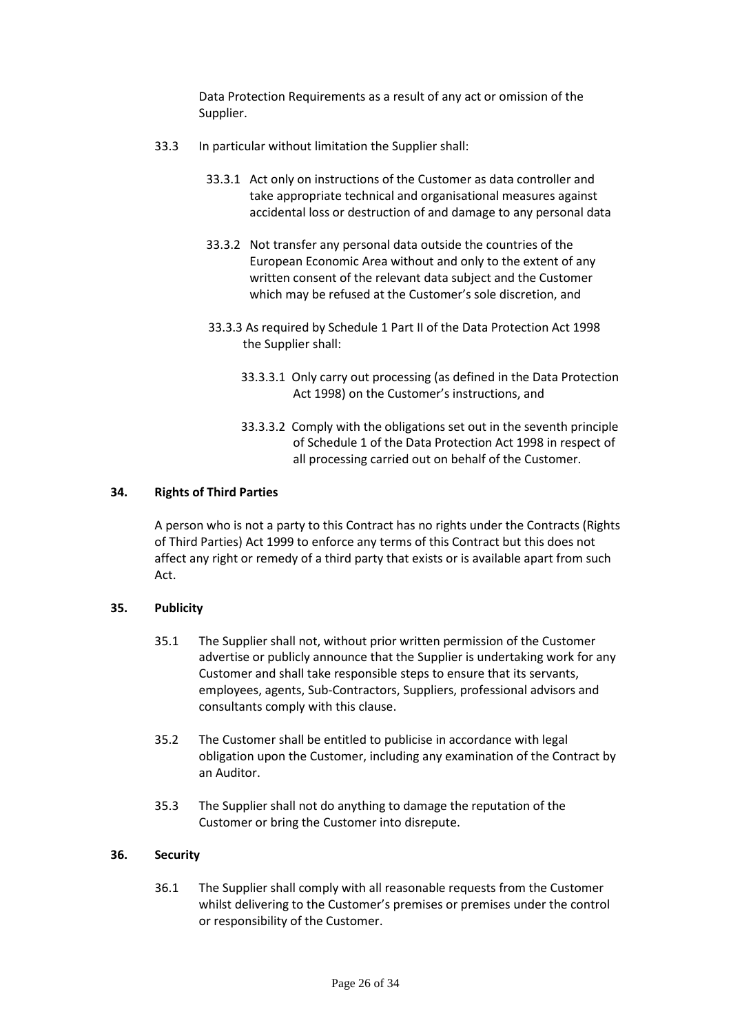Data Protection Requirements as a result of any act or omission of the Supplier.

33.3 In particular without limitation the Supplier shall:

33.3.1 Act only on instructions of the Customer as data controller and take appropriate technical and organisational measures against accidental loss or destruction of and damage to any personal data

33.3.2 Not transfer any personal data outside the countries of the European Economic Area without and only to the extent of any written consent of the relevant data subject and the Customer which may be refused at the Customer's sole discretion, and

33.3.3 As required by Schedule 1 Part II of the Data Protection Act 1998 the Supplier shall:

33.3.3.1 Only carry out processing (as defined in the Data Protection Act 1998) on the Customer's instructions, and

33.3.3.2 Comply with the obligations set out in the seventh principle of Schedule 1 of the Data Protection Act 1998 in respect of all processing carried out on behalf of the Customer.

**34. Rights of Third Parties**

A person who is not a party to this Contract has no rights under the Contracts (Rights of Third Parties) Act 1999 to enforce any terms of this Contract but this does not affect any right or remedy of a third party that exists or is available apart from such Act.

**35. Publicity**

35.1 The Supplier shall not, without prior written permission of the Customer advertise or publicly announce that the Supplier is undertaking work for any Customer and shall take responsible steps to ensure that its servants, employees, agents, Sub-Contractors, Suppliers, professional advisors and consultants comply with this clause.

35.2 The Customer shall be entitled to publicise in accordance with legal obligation upon the Customer, including any examination of the Contract by an Auditor.

35.3 The Supplier shall not do anything to damage the reputation of the Customer or bring the Customer into disrepute.

**36. Security**

36.1 The Supplier shall comply with all reasonable requests from the Customer whilst delivering to the Customer's premises or premises under the control or responsibility of the Customer.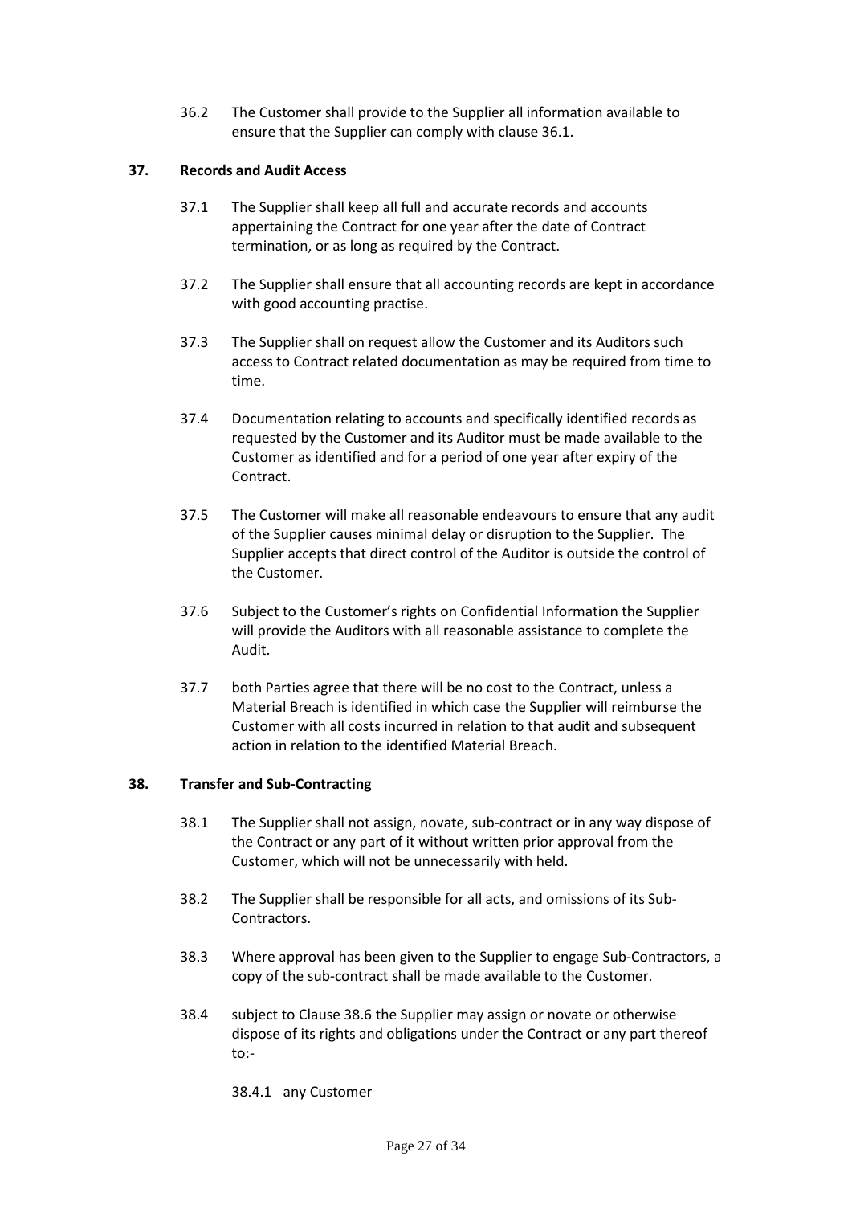36.2 The Customer shall provide to the Supplier all information available to ensure that the Supplier can comply with clause 36.1.

## 37. Records and Audit Access

37.1 The Supplier shall keep all full and accurate records and accounts appertaining the Contract for one year after the date of Contract termination, or as long as required by the Contract.

37.2 The Supplier shall ensure that all accounting records are kept in accordance with good accounting practise.

37.3 The Supplier shall on request allow the Customer and its Auditors such access to Contract related documentation as may be required from time to time.

37.4 Documentation relating to accounts and specifically identified records as requested by the Customer and its Auditor must be made available to the Customer as identified and for a period of one year after expiry of the Contract.

37.5 The Customer will make all reasonable endeavours to ensure that any audit of the Supplier causes minimal delay or disruption to the Supplier. The Supplier accepts that direct control of the Auditor is outside the control of the Customer.

37.6 Subject to the Customer's rights on Confidential Information the Supplier will provide the Auditors with all reasonable assistance to complete the Audit.

37.7 both Parties agree that there will be no cost to the Contract, unless a Material Breach is identified in which case the Supplier will reimburse the Customer with all costs incurred in relation to that audit and subsequent action in relation to the identified Material Breach.

## 38. Transfer and Sub-Contracting

38.1 The Supplier shall not assign, novate, sub-contract or in any way dispose of the Contract or any part of it without written prior approval from the Customer, which will not be unnecessarily with held.

38.2 The Supplier shall be responsible for all acts, and omissions of its Sub-Contractors.

38.3 Where approval has been given to the Supplier to engage Sub-Contractors, a copy of the sub-contract shall be made available to the Customer.

38.4 subject to Clause 38.6 the Supplier may assign or novate or otherwise dispose of its rights and obligations under the Contract or any part thereof to:-

38.4.1 any Customer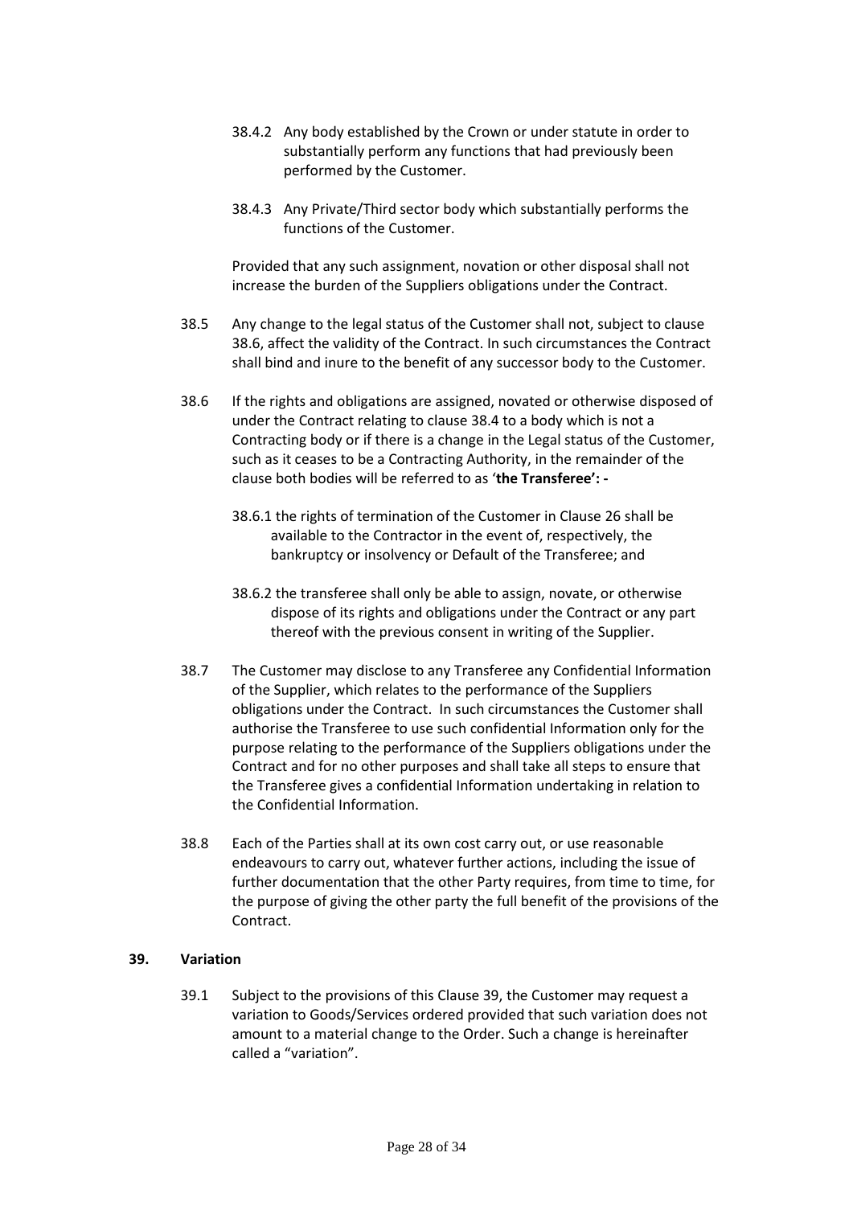38.4.2 Any body established by the Crown or under statute in order to substantially perform any functions that had previously been performed by the Customer.

38.4.3 Any Private/Third sector body which substantially performs the functions of the Customer.

Provided that any such assignment, novation or other disposal shall not increase the burden of the Suppliers obligations under the Contract.

38.5 Any change to the legal status of the Customer shall not, subject to clause 38.6, affect the validity of the Contract. In such circumstances the Contract shall bind and inure to the benefit of any successor body to the Customer.

38.6 If the rights and obligations are assigned, novated or otherwise disposed of under the Contract relating to clause 38.4 to a body which is not a Contracting body or if there is a change in the Legal status of the Customer, such as it ceases to be a Contracting Authority, in the remainder of the clause both bodies will be referred to as '**the Transferee': -**

38.6.1 the rights of termination of the Customer in Clause 26 shall be available to the Contractor in the event of, respectively, the bankruptcy or insolvency or Default of the Transferee; and

38.6.2 the transferee shall only be able to assign, novate, or otherwise dispose of its rights and obligations under the Contract or any part thereof with the previous consent in writing of the Supplier.

38.7 The Customer may disclose to any Transferee any Confidential Information of the Supplier, which relates to the performance of the Suppliers obligations under the Contract. In such circumstances the Customer shall authorise the Transferee to use such confidential Information only for the purpose relating to the performance of the Suppliers obligations under the Contract and for no other purposes and shall take all steps to ensure that the Transferee gives a confidential Information undertaking in relation to the Confidential Information.

38.8 Each of the Parties shall at its own cost carry out, or use reasonable endeavours to carry out, whatever further actions, including the issue of further documentation that the other Party requires, from time to time, for the purpose of giving the other party the full benefit of the provisions of the Contract.

## 39. Variation

39.1 Subject to the provisions of this Clause 39, the Customer may request a variation to Goods/Services ordered provided that such variation does not amount to a material change to the Order. Such a change is hereinafter called a "variation".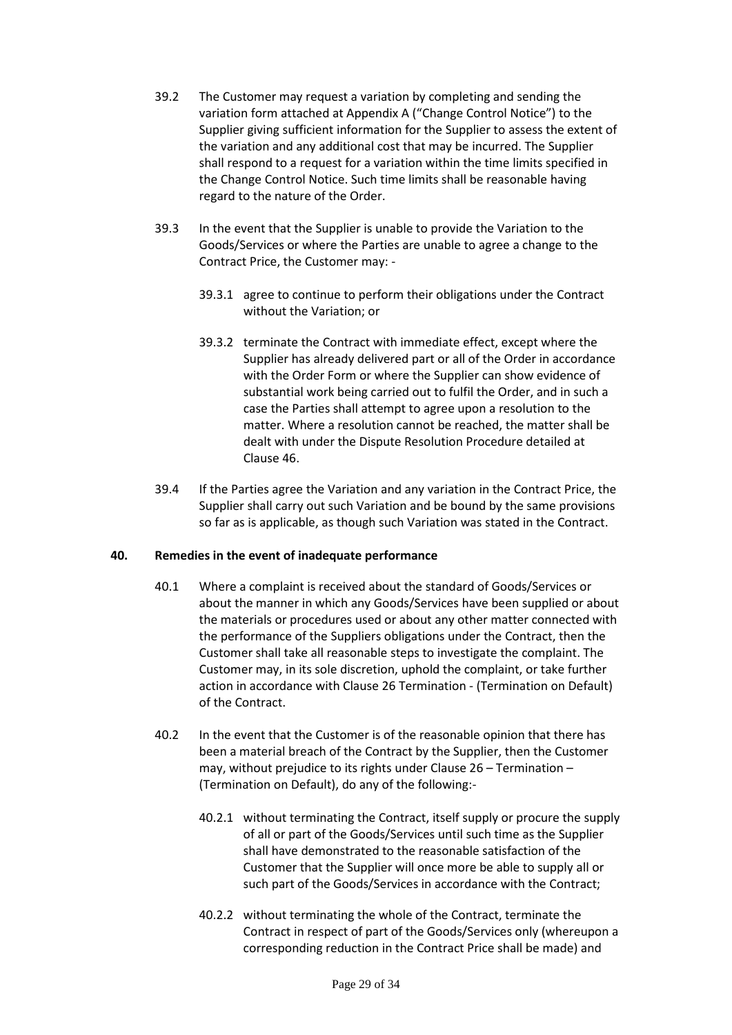39.2 The Customer may request a variation by completing and sending the variation form attached at Appendix A ("Change Control Notice") to the Supplier giving sufficient information for the Supplier to assess the extent of the variation and any additional cost that may be incurred. The Supplier shall respond to a request for a variation within the time limits specified in the Change Control Notice. Such time limits shall be reasonable having regard to the nature of the Order.

39.3 In the event that the Supplier is unable to provide the Variation to the Goods/Services or where the Parties are unable to agree a change to the Contract Price, the Customer may: -

39.3.1 agree to continue to perform their obligations under the Contract without the Variation; or

39.3.2 terminate the Contract with immediate effect, except where the Supplier has already delivered part or all of the Order in accordance with the Order Form or where the Supplier can show evidence of substantial work being carried out to fulfil the Order, and in such a case the Parties shall attempt to agree upon a resolution to the matter. Where a resolution cannot be reached, the matter shall be dealt with under the Dispute Resolution Procedure detailed at Clause 46.

39.4 If the Parties agree the Variation and any variation in the Contract Price, the Supplier shall carry out such Variation and be bound by the same provisions so far as is applicable, as though such Variation was stated in the Contract.

**40. Remedies in the event of inadequate performance**

40.1 Where a complaint is received about the standard of Goods/Services or about the manner in which any Goods/Services have been supplied or about the materials or procedures used or about any other matter connected with the performance of the Suppliers obligations under the Contract, then the Customer shall take all reasonable steps to investigate the complaint. The Customer may, in its sole discretion, uphold the complaint, or take further action in accordance with Clause 26 Termination - (Termination on Default) of the Contract.

40.2 In the event that the Customer is of the reasonable opinion that there has been a material breach of the Contract by the Supplier, then the Customer may, without prejudice to its rights under Clause 26 – Termination – (Termination on Default), do any of the following:-

40.2.1 without terminating the Contract, itself supply or procure the supply of all or part of the Goods/Services until such time as the Supplier shall have demonstrated to the reasonable satisfaction of the Customer that the Supplier will once more be able to supply all or such part of the Goods/Services in accordance with the Contract;

40.2.2 without terminating the whole of the Contract, terminate the Contract in respect of part of the Goods/Services only (whereupon a corresponding reduction in the Contract Price shall be made) and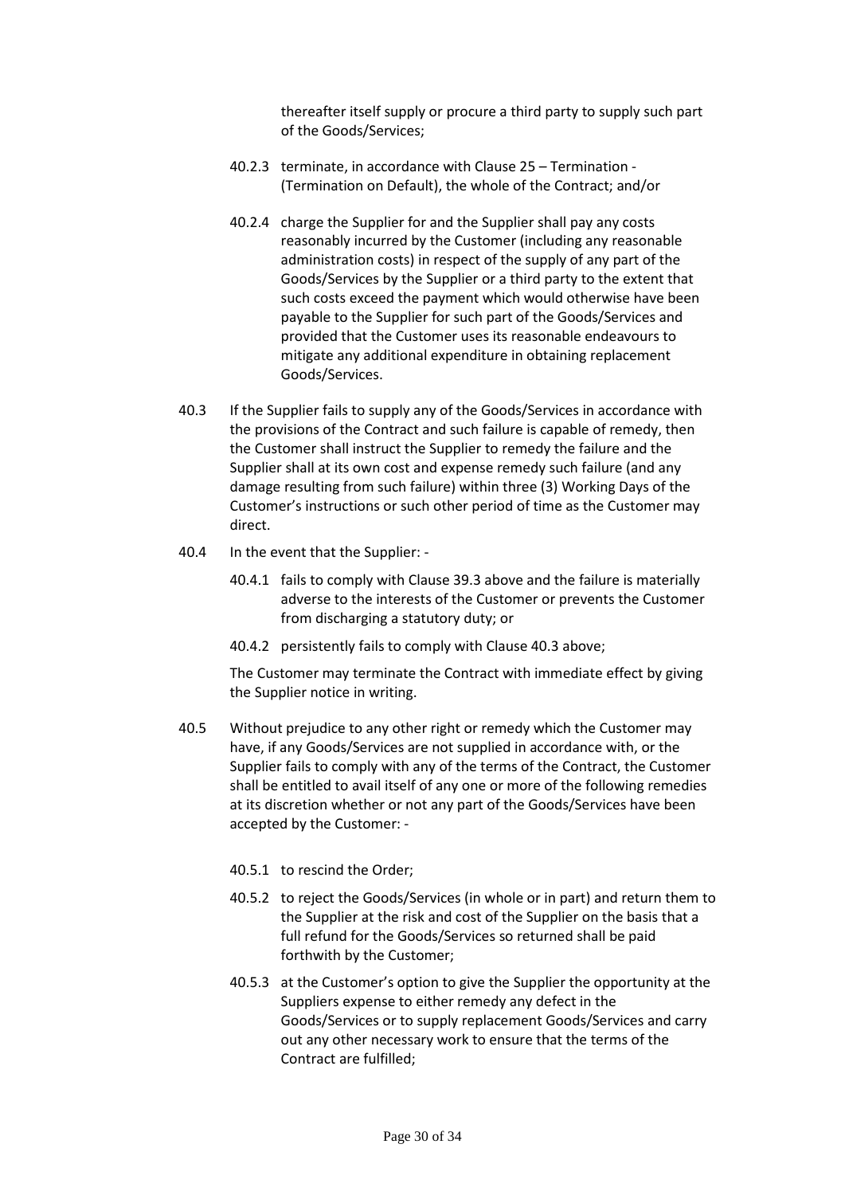thereafter itself supply or procure a third party to supply such part of the Goods/Services;

40.2.3 terminate, in accordance with Clause 25 – Termination - (Termination on Default), the whole of the Contract; and/or

40.2.4 charge the Supplier for and the Supplier shall pay any costs reasonably incurred by the Customer (including any reasonable administration costs) in respect of the supply of any part of the Goods/Services by the Supplier or a third party to the extent that such costs exceed the payment which would otherwise have been payable to the Supplier for such part of the Goods/Services and provided that the Customer uses its reasonable endeavours to mitigate any additional expenditure in obtaining replacement Goods/Services.

40.3 If the Supplier fails to supply any of the Goods/Services in accordance with the provisions of the Contract and such failure is capable of remedy, then the Customer shall instruct the Supplier to remedy the failure and the Supplier shall at its own cost and expense remedy such failure (and any damage resulting from such failure) within three (3) Working Days of the Customer's instructions or such other period of time as the Customer may direct.

40.4 In the event that the Supplier: -

40.4.1 fails to comply with Clause 39.3 above and the failure is materially adverse to the interests of the Customer or prevents the Customer from discharging a statutory duty; or

40.4.2 persistently fails to comply with Clause 40.3 above;

The Customer may terminate the Contract with immediate effect by giving the Supplier notice in writing.

40.5 Without prejudice to any other right or remedy which the Customer may have, if any Goods/Services are not supplied in accordance with, or the Supplier fails to comply with any of the terms of the Contract, the Customer shall be entitled to avail itself of any one or more of the following remedies at its discretion whether or not any part of the Goods/Services have been accepted by the Customer: -

40.5.1 to rescind the Order;

40.5.2 to reject the Goods/Services (in whole or in part) and return them to the Supplier at the risk and cost of the Supplier on the basis that a full refund for the Goods/Services so returned shall be paid forthwith by the Customer;

40.5.3 at the Customer's option to give the Supplier the opportunity at the Suppliers expense to either remedy any defect in the Goods/Services or to supply replacement Goods/Services and carry out any other necessary work to ensure that the terms of the Contract are fulfilled;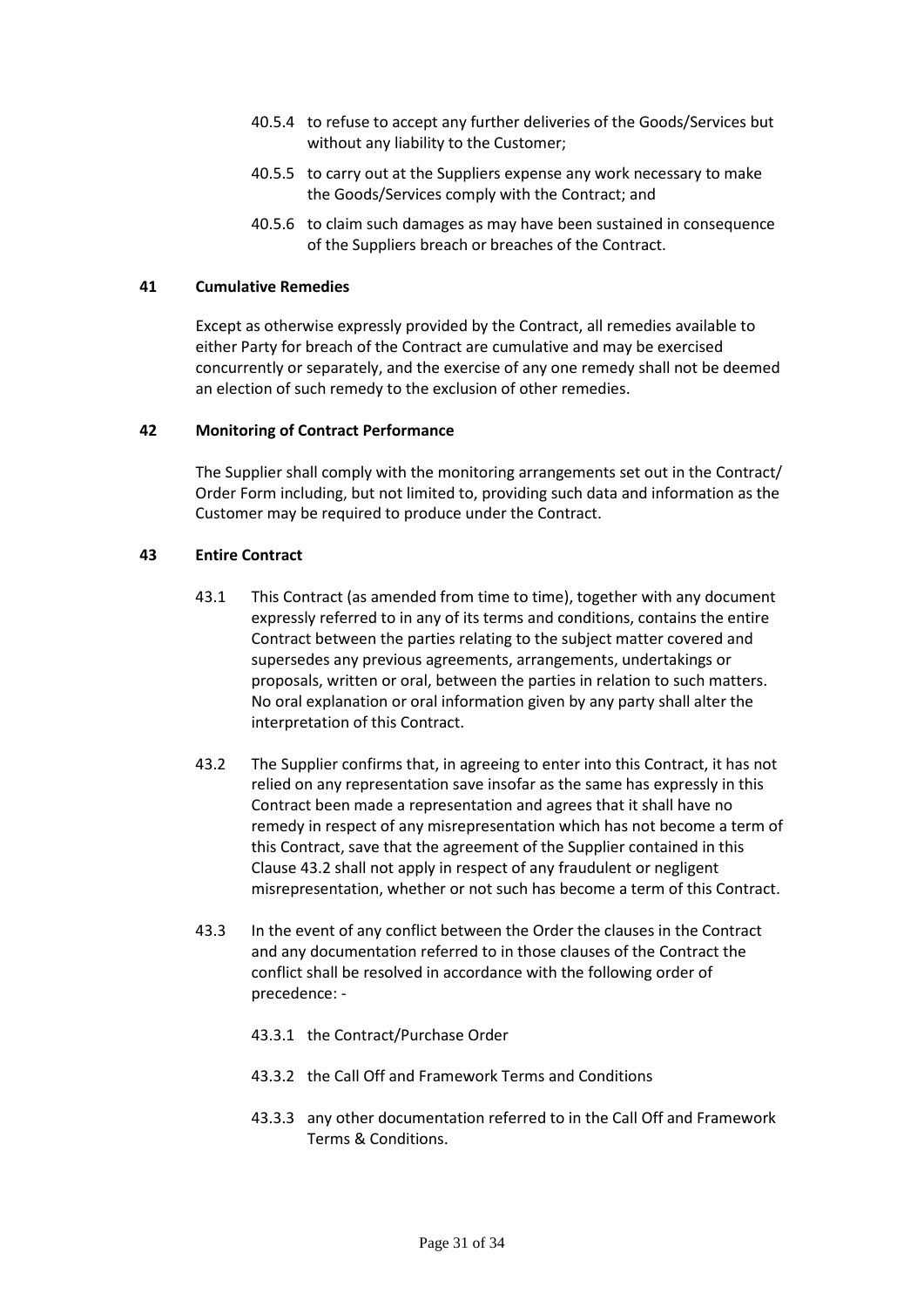40.5.4 to refuse to accept any further deliveries of the Goods/Services but without any liability to the Customer;

40.5.5 to carry out at the Suppliers expense any work necessary to make the Goods/Services comply with the Contract; and

40.5.6 to claim such damages as may have been sustained in consequence of the Suppliers breach or breaches of the Contract.

**41 Cumulative Remedies**

Except as otherwise expressly provided by the Contract, all remedies available to either Party for breach of the Contract are cumulative and may be exercised concurrently or separately, and the exercise of any one remedy shall not be deemed an election of such remedy to the exclusion of other remedies.

**42 Monitoring of Contract Performance**

The Supplier shall comply with the monitoring arrangements set out in the Contract/ Order Form including, but not limited to, providing such data and information as the Customer may be required to produce under the Contract.

**43 Entire Contract**

43.1 This Contract (as amended from time to time), together with any document expressly referred to in any of its terms and conditions, contains the entire Contract between the parties relating to the subject matter covered and supersedes any previous agreements, arrangements, undertakings or proposals, written or oral, between the parties in relation to such matters. No oral explanation or oral information given by any party shall alter the interpretation of this Contract.

43.2 The Supplier confirms that, in agreeing to enter into this Contract, it has not relied on any representation save insofar as the same has expressly in this Contract been made a representation and agrees that it shall have no remedy in respect of any misrepresentation which has not become a term of this Contract, save that the agreement of the Supplier contained in this Clause 43.2 shall not apply in respect of any fraudulent or negligent misrepresentation, whether or not such has become a term of this Contract.

43.3 In the event of any conflict between the Order the clauses in the Contract and any documentation referred to in those clauses of the Contract the conflict shall be resolved in accordance with the following order of precedence: -

43.3.1 the Contract/Purchase Order

43.3.2 the Call Off and Framework Terms and Conditions

43.3.3 any other documentation referred to in the Call Off and Framework Terms & Conditions.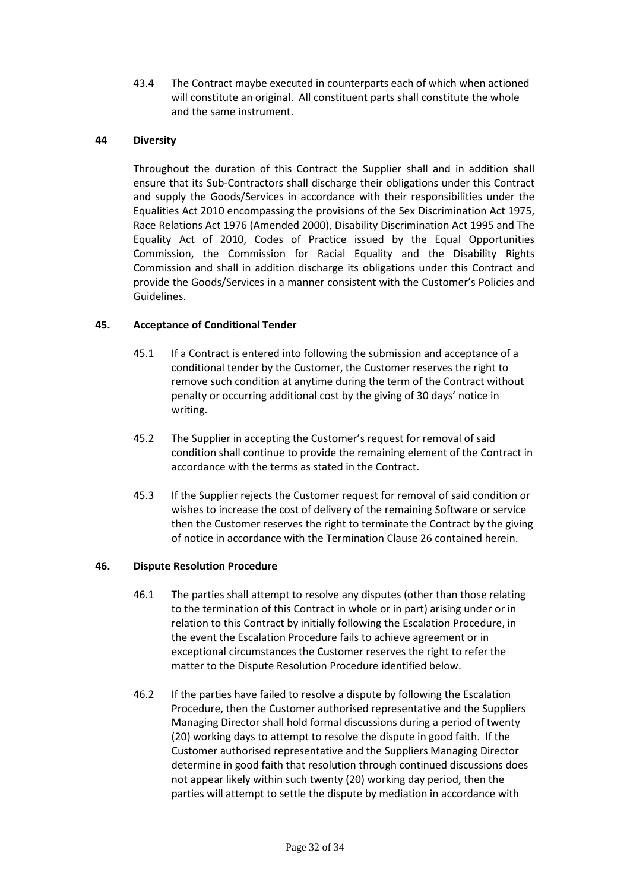43.4 The Contract maybe executed in counterparts each of which when actioned will constitute an original. All constituent parts shall constitute the whole and the same instrument.

## 44 Diversity

Throughout the duration of this Contract the Supplier shall and in addition shall ensure that its Sub-Contractors shall discharge their obligations under this Contract and supply the Goods/Services in accordance with their responsibilities under the Equalities Act 2010 encompassing the provisions of the Sex Discrimination Act 1975, Race Relations Act 1976 (Amended 2000), Disability Discrimination Act 1995 and The Equality Act of 2010, Codes of Practice issued by the Equal Opportunities Commission, the Commission for Racial Equality and the Disability Rights Commission and shall in addition discharge its obligations under this Contract and provide the Goods/Services in a manner consistent with the Customer's Policies and Guidelines.

## 45. Acceptance of Conditional Tender

45.1 If a Contract is entered into following the submission and acceptance of a conditional tender by the Customer, the Customer reserves the right to remove such condition at anytime during the term of the Contract without penalty or occurring additional cost by the giving of 30 days' notice in writing.

45.2 The Supplier in accepting the Customer's request for removal of said condition shall continue to provide the remaining element of the Contract in accordance with the terms as stated in the Contract.

45.3 If the Supplier rejects the Customer request for removal of said condition or wishes to increase the cost of delivery of the remaining Software or service then the Customer reserves the right to terminate the Contract by the giving of notice in accordance with the Termination Clause 26 contained herein.

## 46. Dispute Resolution Procedure

46.1 The parties shall attempt to resolve any disputes (other than those relating to the termination of this Contract in whole or in part) arising under or in relation to this Contract by initially following the Escalation Procedure, in the event the Escalation Procedure fails to achieve agreement or in exceptional circumstances the Customer reserves the right to refer the matter to the Dispute Resolution Procedure identified below.

46.2 If the parties have failed to resolve a dispute by following the Escalation Procedure, then the Customer authorised representative and the Suppliers Managing Director shall hold formal discussions during a period of twenty (20) working days to attempt to resolve the dispute in good faith. If the Customer authorised representative and the Suppliers Managing Director determine in good faith that resolution through continued discussions does not appear likely within such twenty (20) working day period, then the parties will attempt to settle the dispute by mediation in accordance with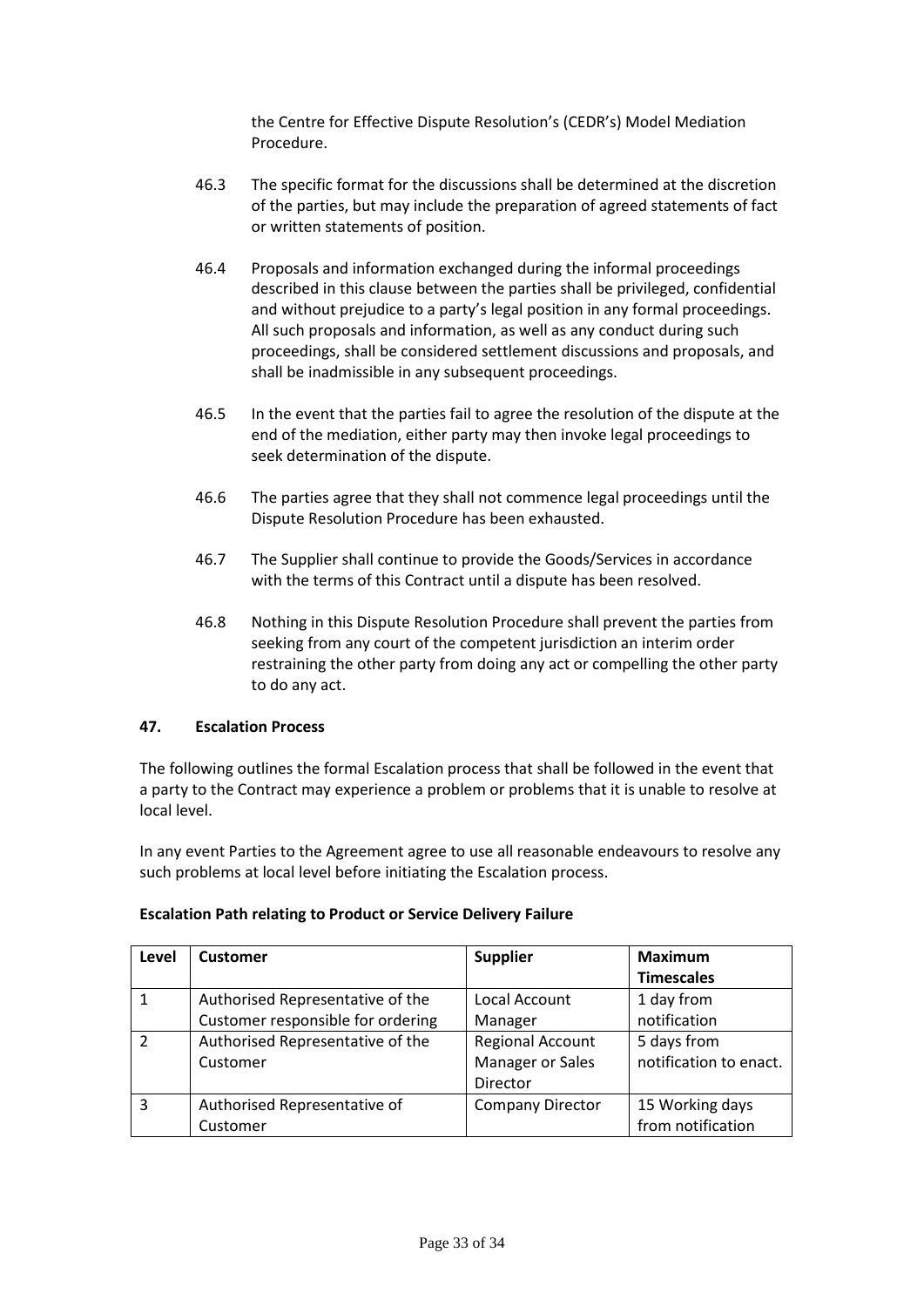the Centre for Effective Dispute Resolution's (CEDR's) Model Mediation Procedure.

46.3 The specific format for the discussions shall be determined at the discretion of the parties, but may include the preparation of agreed statements of fact or written statements of position.

46.4 Proposals and information exchanged during the informal proceedings described in this clause between the parties shall be privileged, confidential and without prejudice to a party's legal position in any formal proceedings. All such proposals and information, as well as any conduct during such proceedings, shall be considered settlement discussions and proposals, and shall be inadmissible in any subsequent proceedings.

46.5 In the event that the parties fail to agree the resolution of the dispute at the end of the mediation, either party may then invoke legal proceedings to seek determination of the dispute.

46.6 The parties agree that they shall not commence legal proceedings until the Dispute Resolution Procedure has been exhausted.

46.7 The Supplier shall continue to provide the Goods/Services in accordance with the terms of this Contract until a dispute has been resolved.

46.8 Nothing in this Dispute Resolution Procedure shall prevent the parties from seeking from any court of the competent jurisdiction an interim order restraining the other party from doing any act or compelling the other party to do any act.

**47. Escalation Process**

The following outlines the formal Escalation process that shall be followed in the event that a party to the Contract may experience a problem or problems that it is unable to resolve at local level.

In any event Parties to the Agreement agree to use all reasonable endeavours to resolve any such problems at local level before initiating the Escalation process.

**Escalation Path relating to Product or Service Delivery Failure**

| Level | Customer | Supplier | Maximum Timescales |
|---|---|---|---|
| 1 | Authorised Representative of the Customer responsible for ordering | Local Account Manager | 1 day from notification |
| 2 | Authorised Representative of the Customer | Regional Account Manager or Sales Director | 5 days from notification to enact. |
| 3 | Authorised Representative of Customer | Company Director | 15 Working days from notification |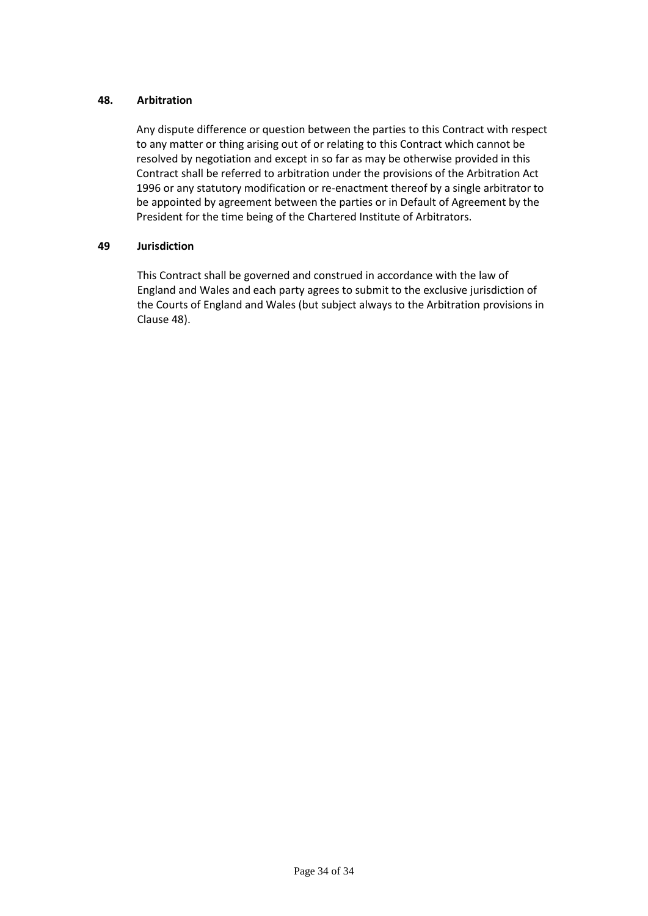**48. Arbitration**

Any dispute difference or question between the parties to this Contract with respect to any matter or thing arising out of or relating to this Contract which cannot be resolved by negotiation and except in so far as may be otherwise provided in this Contract shall be referred to arbitration under the provisions of the Arbitration Act 1996 or any statutory modification or re-enactment thereof by a single arbitrator to be appointed by agreement between the parties or in Default of Agreement by the President for the time being of the Chartered Institute of Arbitrators.

**49 Jurisdiction**

This Contract shall be governed and construed in accordance with the law of England and Wales and each party agrees to submit to the exclusive jurisdiction of the Courts of England and Wales (but subject always to the Arbitration provisions in Clause 48).